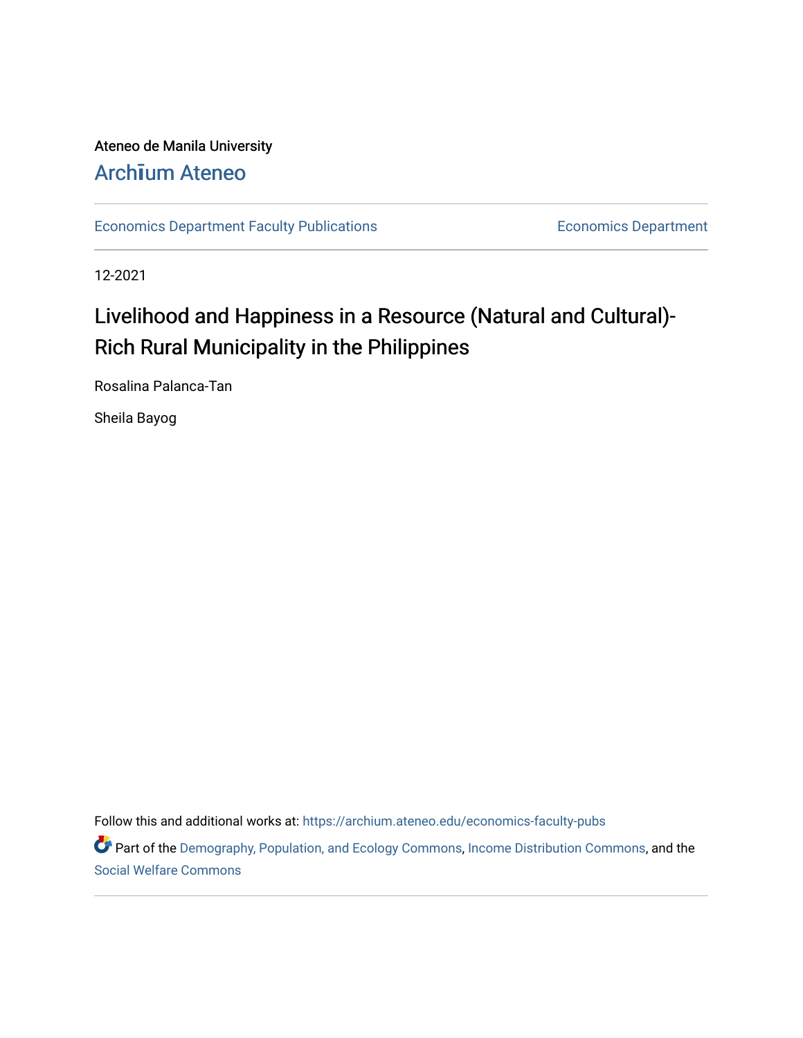Ateneo de Manila University

Archīum Ateneo

Economics Department Faculty Publications | Economics Department

12-2021

# Livelihood and Happiness in a Resource (Natural and Cultural)-Rich Rural Municipality in the Philippines

Rosalina Palanca-Tan

Sheila Bayog

Follow this and additional works at: https://archium.ateneo.edu/economics-faculty-pubs

Part of the Demography, Population, and Ecology Commons, Income Distribution Commons, and the Social Welfare Commons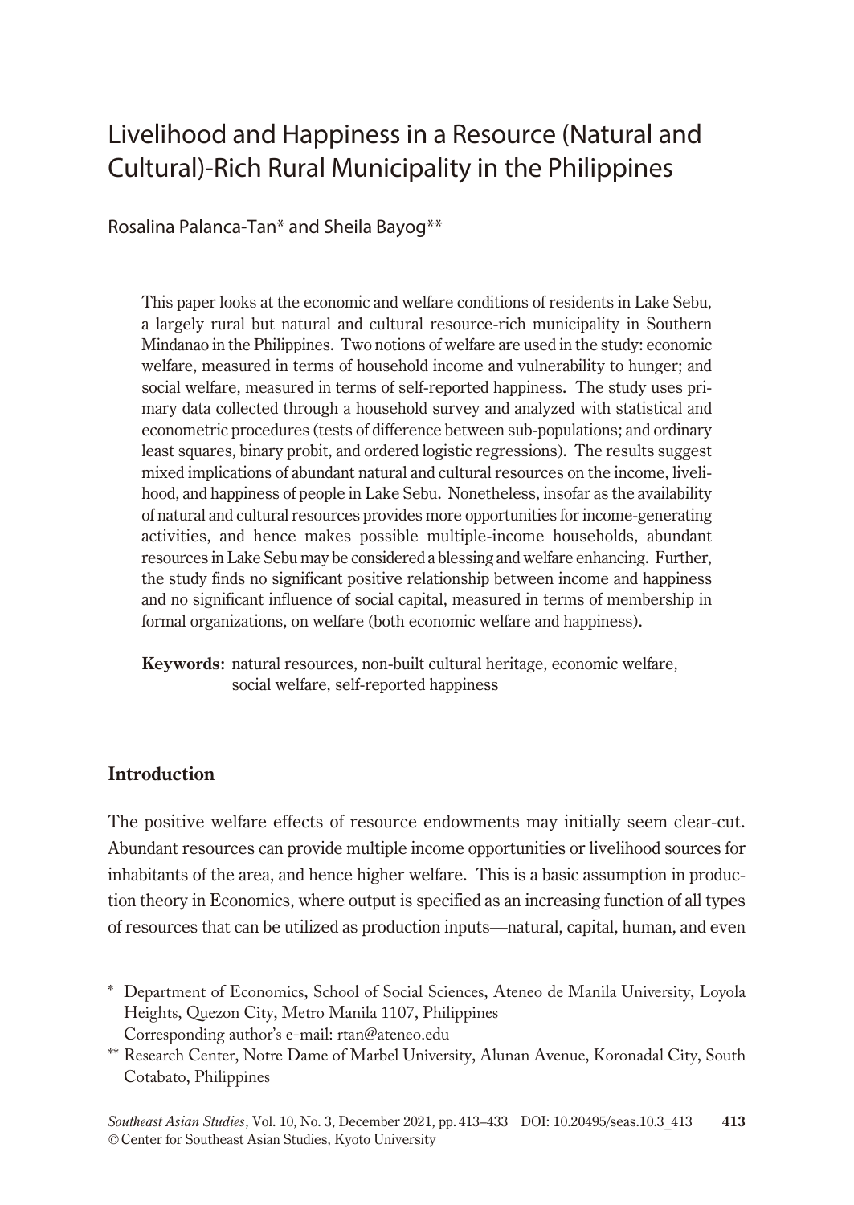# Livelihood and Happiness in a Resource (Natural and Cultural)-Rich Rural Municipality in the Philippines

Rosalina Palanca-Tan* and Sheila Bayog**

This paper looks at the economic and welfare conditions of residents in Lake Sebu, a largely rural but natural and cultural resource-rich municipality in Southern Mindanao in the Philippines. Two notions of welfare are used in the study: economic welfare, measured in terms of household income and vulnerability to hunger; and social welfare, measured in terms of self-reported happiness. The study uses primary data collected through a household survey and analyzed with statistical and econometric procedures (tests of difference between sub-populations; and ordinary least squares, binary probit, and ordered logistic regressions). The results suggest mixed implications of abundant natural and cultural resources on the income, livelihood, and happiness of people in Lake Sebu. Nonetheless, insofar as the availability of natural and cultural resources provides more opportunities for income-generating activities, and hence makes possible multiple-income households, abundant resources in Lake Sebu may be considered a blessing and welfare enhancing. Further, the study finds no significant positive relationship between income and happiness and no significant influence of social capital, measured in terms of membership in formal organizations, on welfare (both economic welfare and happiness).

**Keywords:** natural resources, non-built cultural heritage, economic welfare, social welfare, self-reported happiness

## Introduction

The positive welfare effects of resource endowments may initially seem clear-cut. Abundant resources can provide multiple income opportunities or livelihood sources for inhabitants of the area, and hence higher welfare. This is a basic assumption in production theory in Economics, where output is specified as an increasing function of all types of resources that can be utilized as production inputs—natural, capital, human, and even

---

\* Department of Economics, School of Social Sciences, Ateneo de Manila University, Loyola Heights, Quezon City, Metro Manila 1107, Philippines
Corresponding author's e-mail: rtan@ateneo.edu

\*\* Research Center, Notre Dame of Marbel University, Alunan Avenue, Koronadal City, South Cotabato, Philippines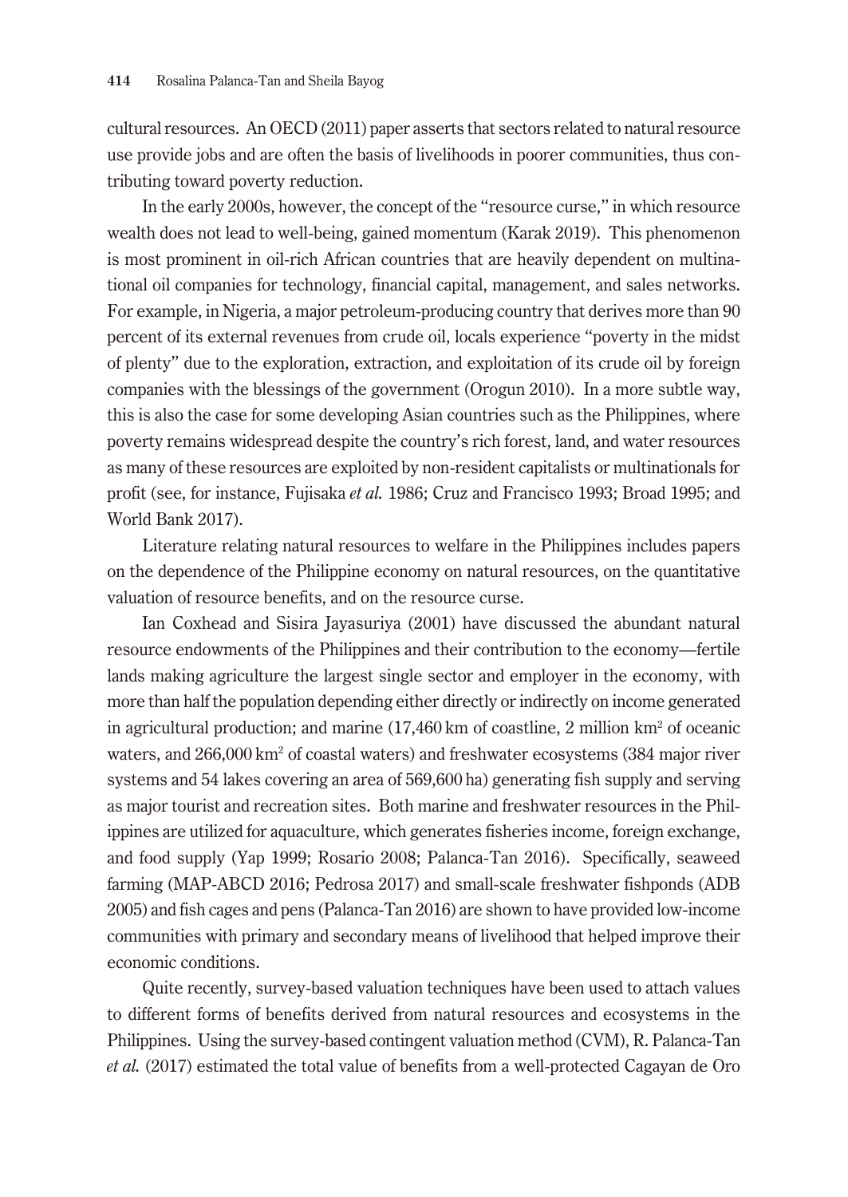cultural resources. An OECD (2011) paper asserts that sectors related to natural resource use provide jobs and are often the basis of livelihoods in poorer communities, thus contributing toward poverty reduction.

In the early 2000s, however, the concept of the "resource curse," in which resource wealth does not lead to well-being, gained momentum (Karak 2019). This phenomenon is most prominent in oil-rich African countries that are heavily dependent on multinational oil companies for technology, financial capital, management, and sales networks. For example, in Nigeria, a major petroleum-producing country that derives more than 90 percent of its external revenues from crude oil, locals experience "poverty in the midst of plenty" due to the exploration, extraction, and exploitation of its crude oil by foreign companies with the blessings of the government (Orogun 2010). In a more subtle way, this is also the case for some developing Asian countries such as the Philippines, where poverty remains widespread despite the country's rich forest, land, and water resources as many of these resources are exploited by non-resident capitalists or multinationals for profit (see, for instance, Fujisaka *et al.* 1986; Cruz and Francisco 1993; Broad 1995; and World Bank 2017).

Literature relating natural resources to welfare in the Philippines includes papers on the dependence of the Philippine economy on natural resources, on the quantitative valuation of resource benefits, and on the resource curse.

Ian Coxhead and Sisira Jayasuriya (2001) have discussed the abundant natural resource endowments of the Philippines and their contribution to the economy—fertile lands making agriculture the largest single sector and employer in the economy, with more than half the population depending either directly or indirectly on income generated in agricultural production; and marine (17,460 km of coastline, 2 million $km^2$ of oceanic waters, and 266,000 $km^2$ of coastal waters) and freshwater ecosystems (384 major river systems and 54 lakes covering an area of 569,600 ha) generating fish supply and serving as major tourist and recreation sites. Both marine and freshwater resources in the Philippines are utilized for aquaculture, which generates fisheries income, foreign exchange, and food supply (Yap 1999; Rosario 2008; Palanca-Tan 2016). Specifically, seaweed farming (MAP-ABCD 2016; Pedrosa 2017) and small-scale freshwater fishponds (ADB 2005) and fish cages and pens (Palanca-Tan 2016) are shown to have provided low-income communities with primary and secondary means of livelihood that helped improve their economic conditions.

Quite recently, survey-based valuation techniques have been used to attach values to different forms of benefits derived from natural resources and ecosystems in the Philippines. Using the survey-based contingent valuation method (CVM), R. Palanca-Tan *et al.* (2017) estimated the total value of benefits from a well-protected Cagayan de Oro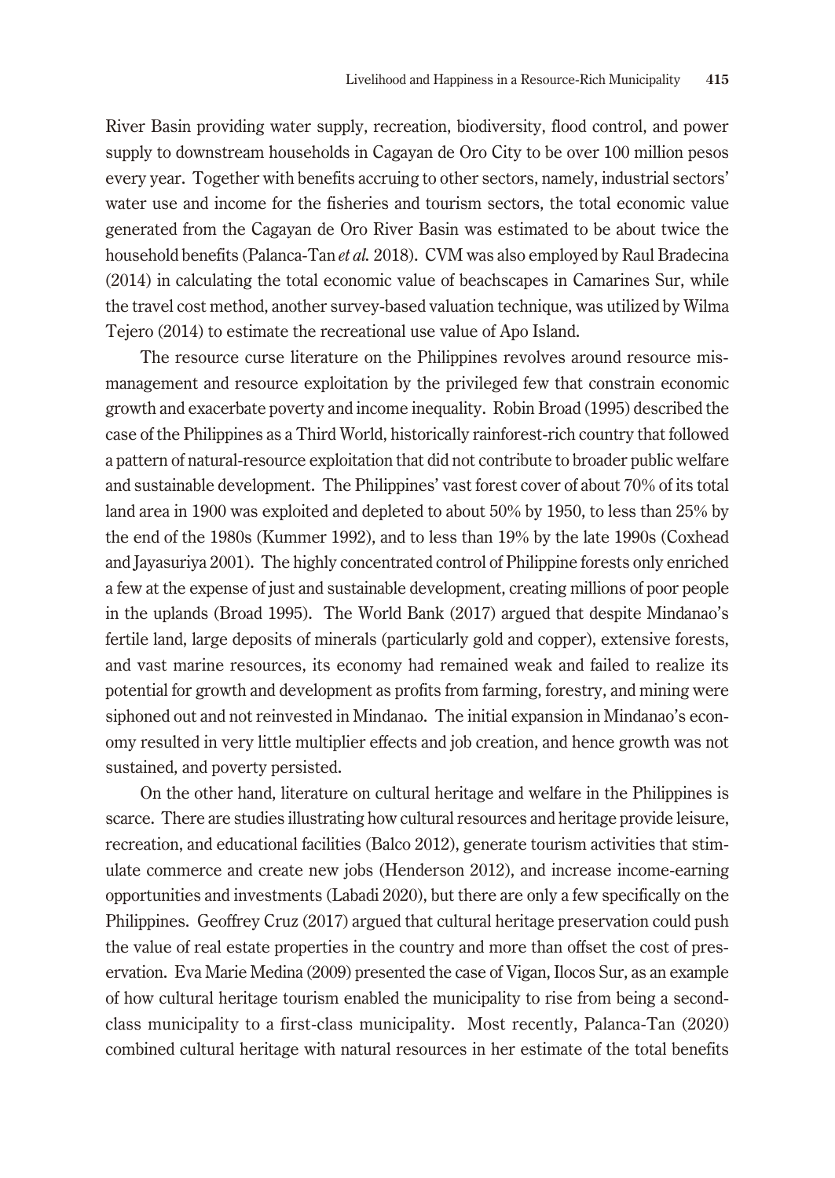River Basin providing water supply, recreation, biodiversity, flood control, and power supply to downstream households in Cagayan de Oro City to be over 100 million pesos every year. Together with benefits accruing to other sectors, namely, industrial sectors' water use and income for the fisheries and tourism sectors, the total economic value generated from the Cagayan de Oro River Basin was estimated to be about twice the household benefits (Palanca-Tan *et al.* 2018). CVM was also employed by Raul Bradecina (2014) in calculating the total economic value of beachscapes in Camarines Sur, while the travel cost method, another survey-based valuation technique, was utilized by Wilma Tejero (2014) to estimate the recreational use value of Apo Island.

The resource curse literature on the Philippines revolves around resource mismanagement and resource exploitation by the privileged few that constrain economic growth and exacerbate poverty and income inequality. Robin Broad (1995) described the case of the Philippines as a Third World, historically rainforest-rich country that followed a pattern of natural-resource exploitation that did not contribute to broader public welfare and sustainable development. The Philippines' vast forest cover of about 70% of its total land area in 1900 was exploited and depleted to about 50% by 1950, to less than 25% by the end of the 1980s (Kummer 1992), and to less than 19% by the late 1990s (Coxhead and Jayasuriya 2001). The highly concentrated control of Philippine forests only enriched a few at the expense of just and sustainable development, creating millions of poor people in the uplands (Broad 1995). The World Bank (2017) argued that despite Mindanao's fertile land, large deposits of minerals (particularly gold and copper), extensive forests, and vast marine resources, its economy had remained weak and failed to realize its potential for growth and development as profits from farming, forestry, and mining were siphoned out and not reinvested in Mindanao. The initial expansion in Mindanao's economy resulted in very little multiplier effects and job creation, and hence growth was not sustained, and poverty persisted.

On the other hand, literature on cultural heritage and welfare in the Philippines is scarce. There are studies illustrating how cultural resources and heritage provide leisure, recreation, and educational facilities (Balco 2012), generate tourism activities that stimulate commerce and create new jobs (Henderson 2012), and increase income-earning opportunities and investments (Labadi 2020), but there are only a few specifically on the Philippines. Geoffrey Cruz (2017) argued that cultural heritage preservation could push the value of real estate properties in the country and more than offset the cost of preservation. Eva Marie Medina (2009) presented the case of Vigan, Ilocos Sur, as an example of how cultural heritage tourism enabled the municipality to rise from being a second-class municipality to a first-class municipality. Most recently, Palanca-Tan (2020) combined cultural heritage with natural resources in her estimate of the total benefits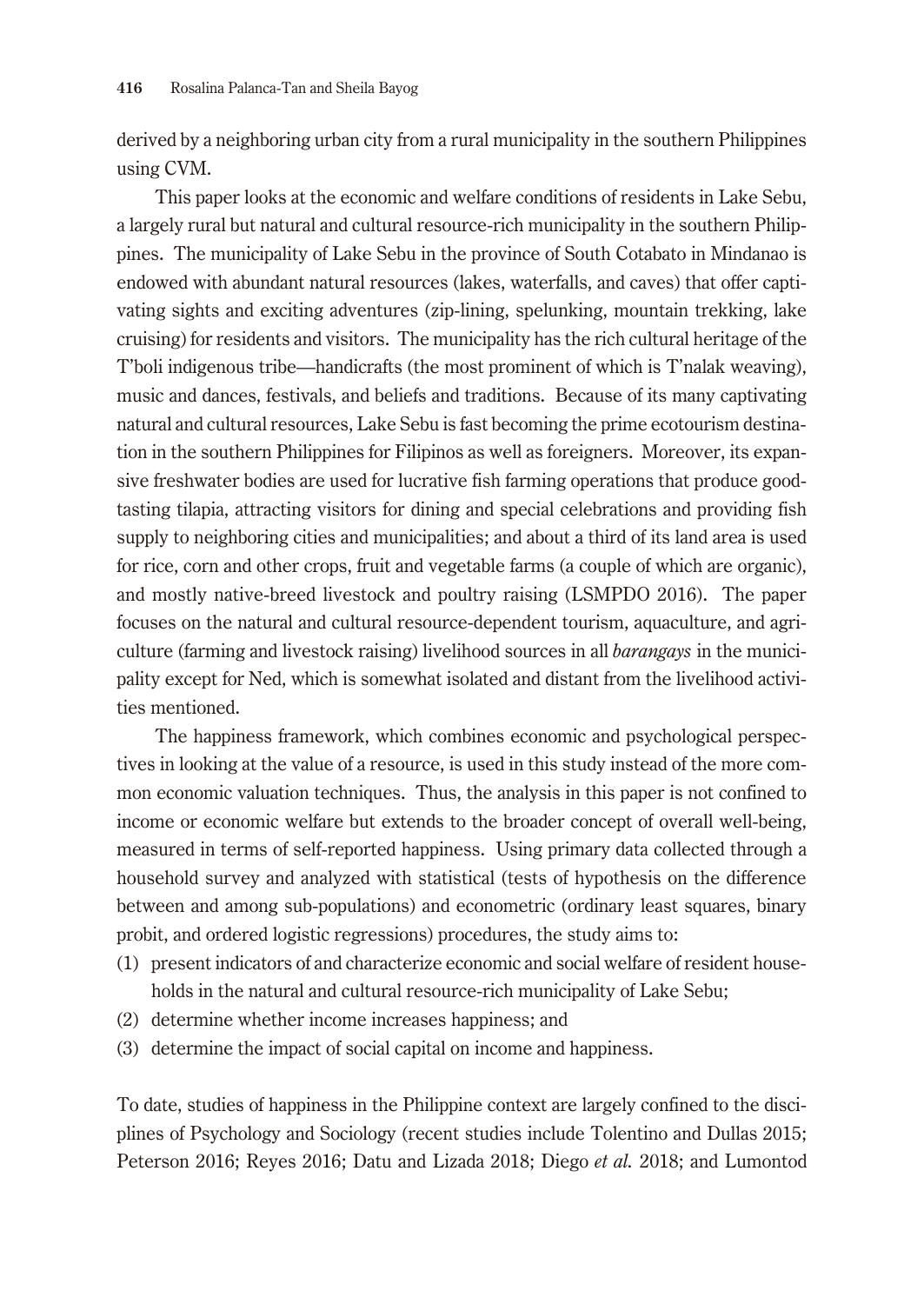derived by a neighboring urban city from a rural municipality in the southern Philippines using CVM.

This paper looks at the economic and welfare conditions of residents in Lake Sebu, a largely rural but natural and cultural resource-rich municipality in the southern Philippines. The municipality of Lake Sebu in the province of South Cotabato in Mindanao is endowed with abundant natural resources (lakes, waterfalls, and caves) that offer captivating sights and exciting adventures (zip-lining, spelunking, mountain trekking, lake cruising) for residents and visitors. The municipality has the rich cultural heritage of the T'boli indigenous tribe—handicrafts (the most prominent of which is T'nalak weaving), music and dances, festivals, and beliefs and traditions. Because of its many captivating natural and cultural resources, Lake Sebu is fast becoming the prime ecotourism destination in the southern Philippines for Filipinos as well as foreigners. Moreover, its expansive freshwater bodies are used for lucrative fish farming operations that produce good-tasting tilapia, attracting visitors for dining and special celebrations and providing fish supply to neighboring cities and municipalities; and about a third of its land area is used for rice, corn and other crops, fruit and vegetable farms (a couple of which are organic), and mostly native-breed livestock and poultry raising (LSMPDO 2016). The paper focuses on the natural and cultural resource-dependent tourism, aquaculture, and agriculture (farming and livestock raising) livelihood sources in all *barangays* in the municipality except for Ned, which is somewhat isolated and distant from the livelihood activities mentioned.

The happiness framework, which combines economic and psychological perspectives in looking at the value of a resource, is used in this study instead of the more common economic valuation techniques. Thus, the analysis in this paper is not confined to income or economic welfare but extends to the broader concept of overall well-being, measured in terms of self-reported happiness. Using primary data collected through a household survey and analyzed with statistical (tests of hypothesis on the difference between and among sub-populations) and econometric (ordinary least squares, binary probit, and ordered logistic regressions) procedures, the study aims to:

(1) present indicators of and characterize economic and social welfare of resident households in the natural and cultural resource-rich municipality of Lake Sebu;
(2) determine whether income increases happiness; and
(3) determine the impact of social capital on income and happiness.

To date, studies of happiness in the Philippine context are largely confined to the disciplines of Psychology and Sociology (recent studies include Tolentino and Dullas 2015; Peterson 2016; Reyes 2016; Datu and Lizada 2018; Diego *et al.* 2018; and Lumontod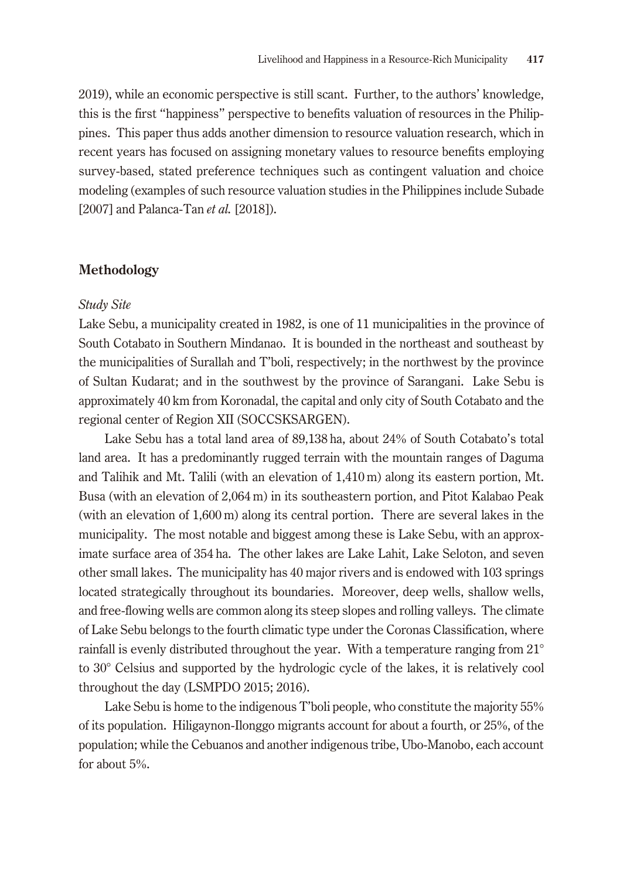2019), while an economic perspective is still scant. Further, to the authors' knowledge, this is the first "happiness" perspective to benefits valuation of resources in the Philippines. This paper thus adds another dimension to resource valuation research, which in recent years has focused on assigning monetary values to resource benefits employing survey-based, stated preference techniques such as contingent valuation and choice modeling (examples of such resource valuation studies in the Philippines include Subade [2007] and Palanca-Tan *et al.* [2018]).

## Methodology

### *Study Site*

Lake Sebu, a municipality created in 1982, is one of 11 municipalities in the province of South Cotabato in Southern Mindanao. It is bounded in the northeast and southeast by the municipalities of Surallah and T'boli, respectively; in the northwest by the province of Sultan Kudarat; and in the southwest by the province of Sarangani. Lake Sebu is approximately 40 km from Koronadal, the capital and only city of South Cotabato and the regional center of Region XII (SOCCSKSARGEN).

Lake Sebu has a total land area of 89,138 ha, about 24% of South Cotabato's total land area. It has a predominantly rugged terrain with the mountain ranges of Daguma and Talihik and Mt. Talili (with an elevation of 1,410 m) along its eastern portion, Mt. Busa (with an elevation of 2,064 m) in its southeastern portion, and Pitot Kalabao Peak (with an elevation of 1,600 m) along its central portion. There are several lakes in the municipality. The most notable and biggest among these is Lake Sebu, with an approximate surface area of 354 ha. The other lakes are Lake Lahit, Lake Seloton, and seven other small lakes. The municipality has 40 major rivers and is endowed with 103 springs located strategically throughout its boundaries. Moreover, deep wells, shallow wells, and free-flowing wells are common along its steep slopes and rolling valleys. The climate of Lake Sebu belongs to the fourth climatic type under the Coronas Classification, where rainfall is evenly distributed throughout the year. With a temperature ranging from 21° to 30° Celsius and supported by the hydrologic cycle of the lakes, it is relatively cool throughout the day (LSMPDO 2015; 2016).

Lake Sebu is home to the indigenous T'boli people, who constitute the majority 55% of its population. Hiligaynon-Ilonggo migrants account for about a fourth, or 25%, of the population; while the Cebuanos and another indigenous tribe, Ubo-Manobo, each account for about 5%.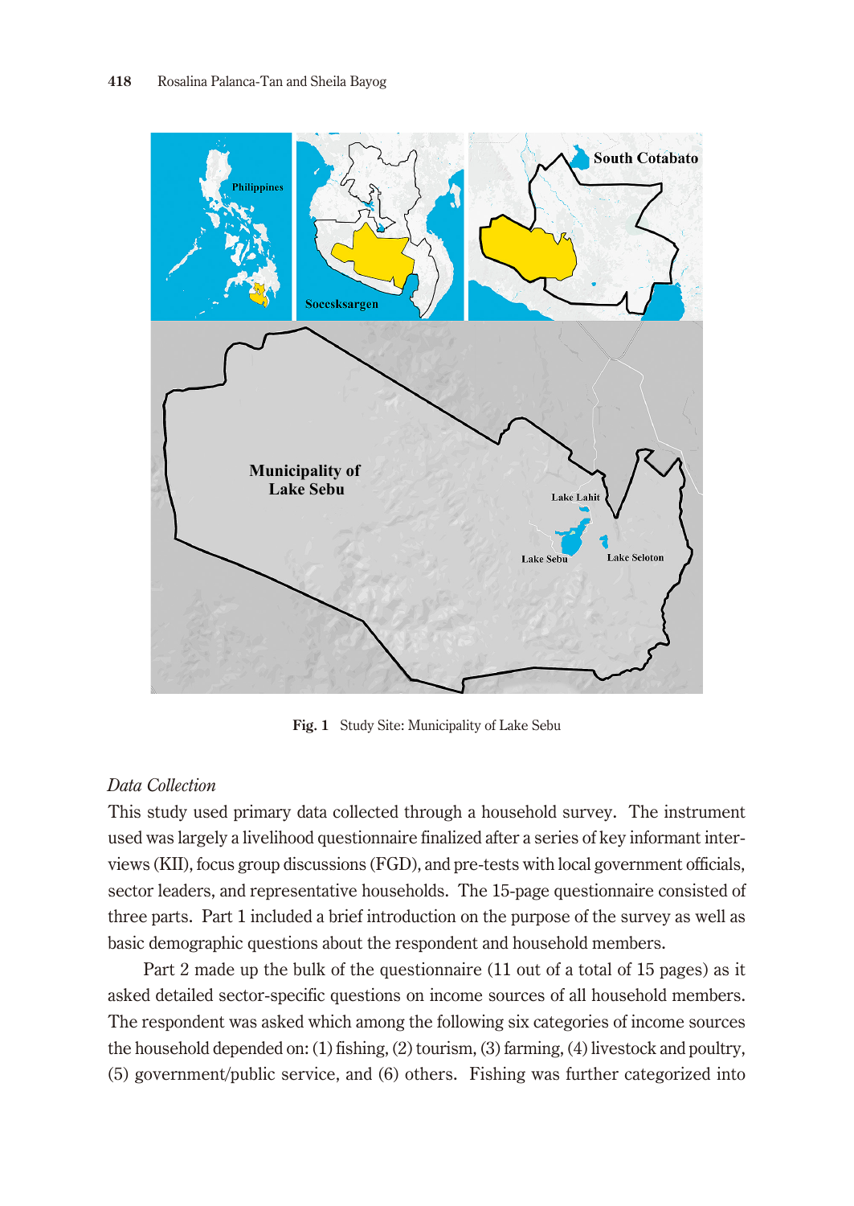Fig. 1 Study Site: Municipality of Lake Sebu

*Data Collection*

This study used primary data collected through a household survey. The instrument used was largely a livelihood questionnaire finalized after a series of key informant interviews (KII), focus group discussions (FGD), and pre-tests with local government officials, sector leaders, and representative households. The 15-page questionnaire consisted of three parts. Part 1 included a brief introduction on the purpose of the survey as well as basic demographic questions about the respondent and household members.

Part 2 made up the bulk of the questionnaire (11 out of a total of 15 pages) as it asked detailed sector-specific questions on income sources of all household members. The respondent was asked which among the following six categories of income sources the household depended on: (1) fishing, (2) tourism, (3) farming, (4) livestock and poultry, (5) government/public service, and (6) others. Fishing was further categorized into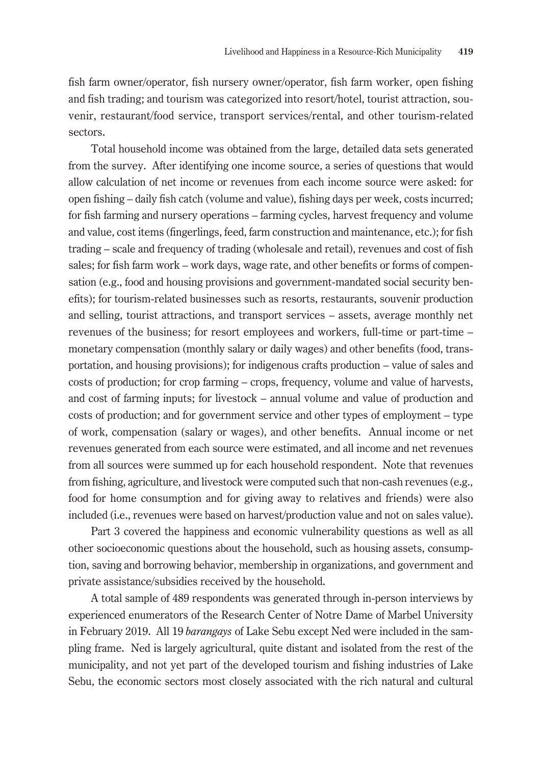fish farm owner/operator, fish nursery owner/operator, fish farm worker, open fishing and fish trading; and tourism was categorized into resort/hotel, tourist attraction, souvenir, restaurant/food service, transport services/rental, and other tourism-related sectors.

Total household income was obtained from the large, detailed data sets generated from the survey. After identifying one income source, a series of questions that would allow calculation of net income or revenues from each income source were asked: for open fishing – daily fish catch (volume and value), fishing days per week, costs incurred; for fish farming and nursery operations – farming cycles, harvest frequency and volume and value, cost items (fingerlings, feed, farm construction and maintenance, etc.); for fish trading – scale and frequency of trading (wholesale and retail), revenues and cost of fish sales; for fish farm work – work days, wage rate, and other benefits or forms of compensation (e.g., food and housing provisions and government-mandated social security benefits); for tourism-related businesses such as resorts, restaurants, souvenir production and selling, tourist attractions, and transport services – assets, average monthly net revenues of the business; for resort employees and workers, full-time or part-time – monetary compensation (monthly salary or daily wages) and other benefits (food, transportation, and housing provisions); for indigenous crafts production – value of sales and costs of production; for crop farming – crops, frequency, volume and value of harvests, and cost of farming inputs; for livestock – annual volume and value of production and costs of production; and for government service and other types of employment – type of work, compensation (salary or wages), and other benefits. Annual income or net revenues generated from each source were estimated, and all income and net revenues from all sources were summed up for each household respondent. Note that revenues from fishing, agriculture, and livestock were computed such that non-cash revenues (e.g., food for home consumption and for giving away to relatives and friends) were also included (i.e., revenues were based on harvest/production value and not on sales value).

Part 3 covered the happiness and economic vulnerability questions as well as all other socioeconomic questions about the household, such as housing assets, consumption, saving and borrowing behavior, membership in organizations, and government and private assistance/subsidies received by the household.

A total sample of 489 respondents was generated through in-person interviews by experienced enumerators of the Research Center of Notre Dame of Marbel University in February 2019. All 19 *barangays* of Lake Sebu except Ned were included in the sampling frame. Ned is largely agricultural, quite distant and isolated from the rest of the municipality, and not yet part of the developed tourism and fishing industries of Lake Sebu, the economic sectors most closely associated with the rich natural and cultural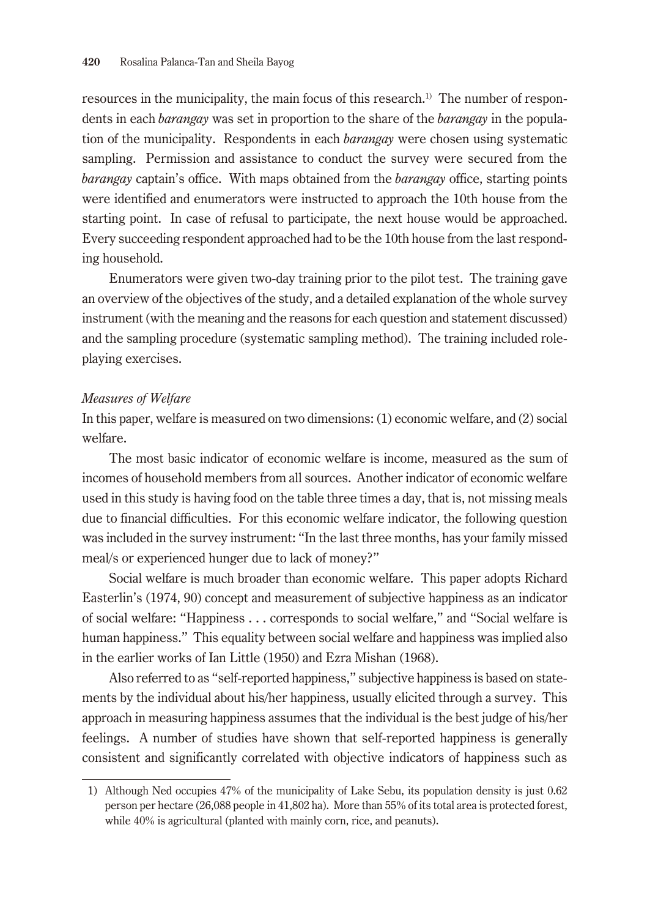resources in the municipality, the main focus of this research.[1] The number of respondents in each *barangay* was set in proportion to the share of the *barangay* in the population of the municipality. Respondents in each *barangay* were chosen using systematic sampling. Permission and assistance to conduct the survey were secured from the *barangay* captain's office. With maps obtained from the *barangay* office, starting points were identified and enumerators were instructed to approach the 10th house from the starting point. In case of refusal to participate, the next house would be approached. Every succeeding respondent approached had to be the 10th house from the last responding household.

Enumerators were given two-day training prior to the pilot test. The training gave an overview of the objectives of the study, and a detailed explanation of the whole survey instrument (with the meaning and the reasons for each question and statement discussed) and the sampling procedure (systematic sampling method). The training included role-playing exercises.

*Measures of Welfare*

In this paper, welfare is measured on two dimensions: (1) economic welfare, and (2) social welfare.

The most basic indicator of economic welfare is income, measured as the sum of incomes of household members from all sources. Another indicator of economic welfare used in this study is having food on the table three times a day, that is, not missing meals due to financial difficulties. For this economic welfare indicator, the following question was included in the survey instrument: "In the last three months, has your family missed meal/s or experienced hunger due to lack of money?"

Social welfare is much broader than economic welfare. This paper adopts Richard Easterlin's (1974, 90) concept and measurement of subjective happiness as an indicator of social welfare: "Happiness . . . corresponds to social welfare," and "Social welfare is human happiness." This equality between social welfare and happiness was implied also in the earlier works of Ian Little (1950) and Ezra Mishan (1968).

Also referred to as "self-reported happiness," subjective happiness is based on statements by the individual about his/her happiness, usually elicited through a survey. This approach in measuring happiness assumes that the individual is the best judge of his/her feelings. A number of studies have shown that self-reported happiness is generally consistent and significantly correlated with objective indicators of happiness such as

---

1) Although Ned occupies 47% of the municipality of Lake Sebu, its population density is just 0.62 person per hectare (26,088 people in 41,802 ha). More than 55% of its total area is protected forest, while 40% is agricultural (planted with mainly corn, rice, and peanuts).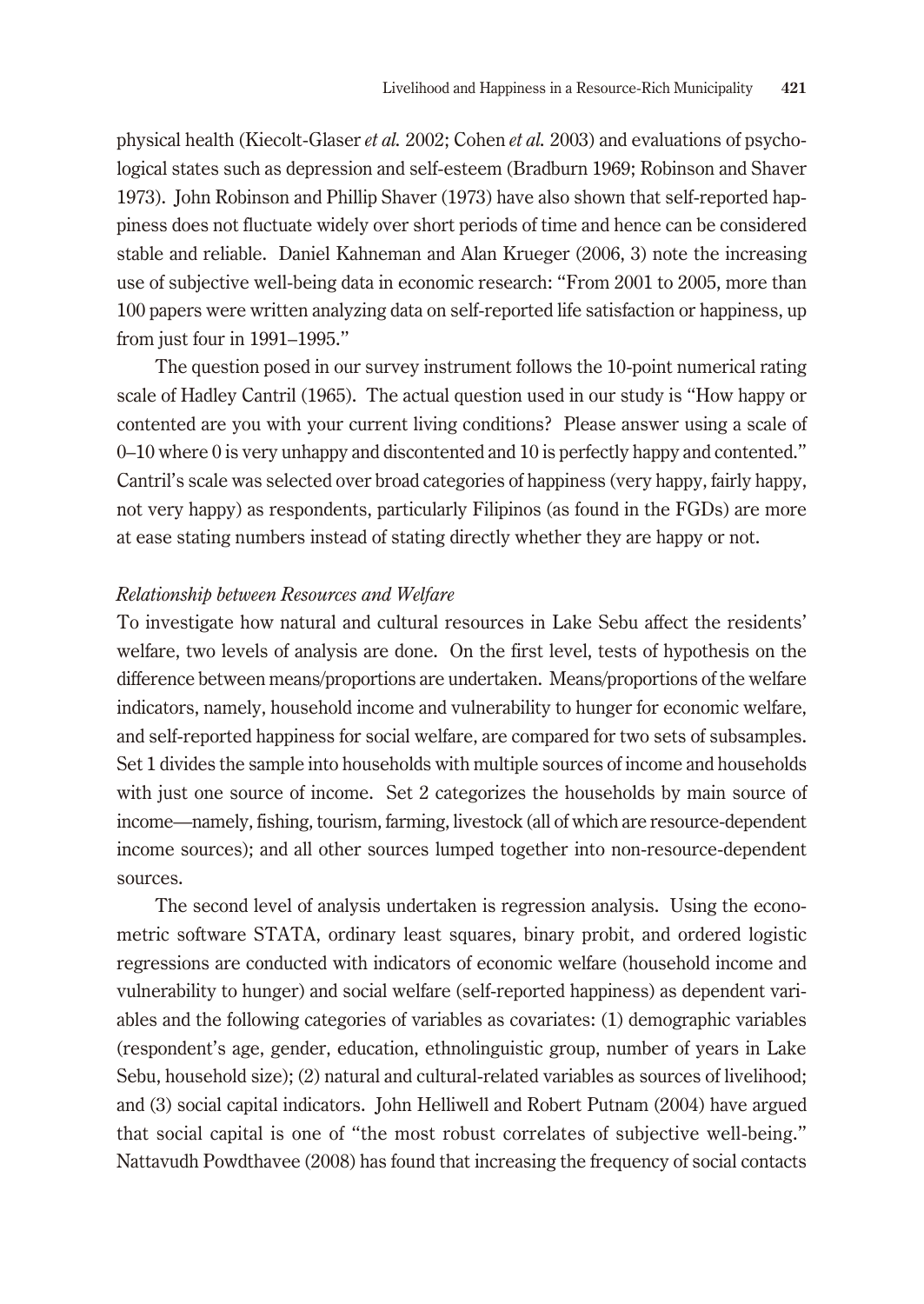physical health (Kiecolt-Glaser *et al.* 2002; Cohen *et al.* 2003) and evaluations of psychological states such as depression and self-esteem (Bradburn 1969; Robinson and Shaver 1973). John Robinson and Phillip Shaver (1973) have also shown that self-reported happiness does not fluctuate widely over short periods of time and hence can be considered stable and reliable. Daniel Kahneman and Alan Krueger (2006, 3) note the increasing use of subjective well-being data in economic research: "From 2001 to 2005, more than 100 papers were written analyzing data on self-reported life satisfaction or happiness, up from just four in 1991–1995."

The question posed in our survey instrument follows the 10-point numerical rating scale of Hadley Cantril (1965). The actual question used in our study is "How happy or contented are you with your current living conditions? Please answer using a scale of 0–10 where 0 is very unhappy and discontented and 10 is perfectly happy and contented." Cantril's scale was selected over broad categories of happiness (very happy, fairly happy, not very happy) as respondents, particularly Filipinos (as found in the FGDs) are more at ease stating numbers instead of stating directly whether they are happy or not.

*Relationship between Resources and Welfare*

To investigate how natural and cultural resources in Lake Sebu affect the residents' welfare, two levels of analysis are done. On the first level, tests of hypothesis on the difference between means/proportions are undertaken. Means/proportions of the welfare indicators, namely, household income and vulnerability to hunger for economic welfare, and self-reported happiness for social welfare, are compared for two sets of subsamples. Set 1 divides the sample into households with multiple sources of income and households with just one source of income. Set 2 categorizes the households by main source of income—namely, fishing, tourism, farming, livestock (all of which are resource-dependent income sources); and all other sources lumped together into non-resource-dependent sources.

The second level of analysis undertaken is regression analysis. Using the econometric software STATA, ordinary least squares, binary probit, and ordered logistic regressions are conducted with indicators of economic welfare (household income and vulnerability to hunger) and social welfare (self-reported happiness) as dependent variables and the following categories of variables as covariates: (1) demographic variables (respondent's age, gender, education, ethnolinguistic group, number of years in Lake Sebu, household size); (2) natural and cultural-related variables as sources of livelihood; and (3) social capital indicators. John Helliwell and Robert Putnam (2004) have argued that social capital is one of "the most robust correlates of subjective well-being." Nattavudh Powdthavee (2008) has found that increasing the frequency of social contacts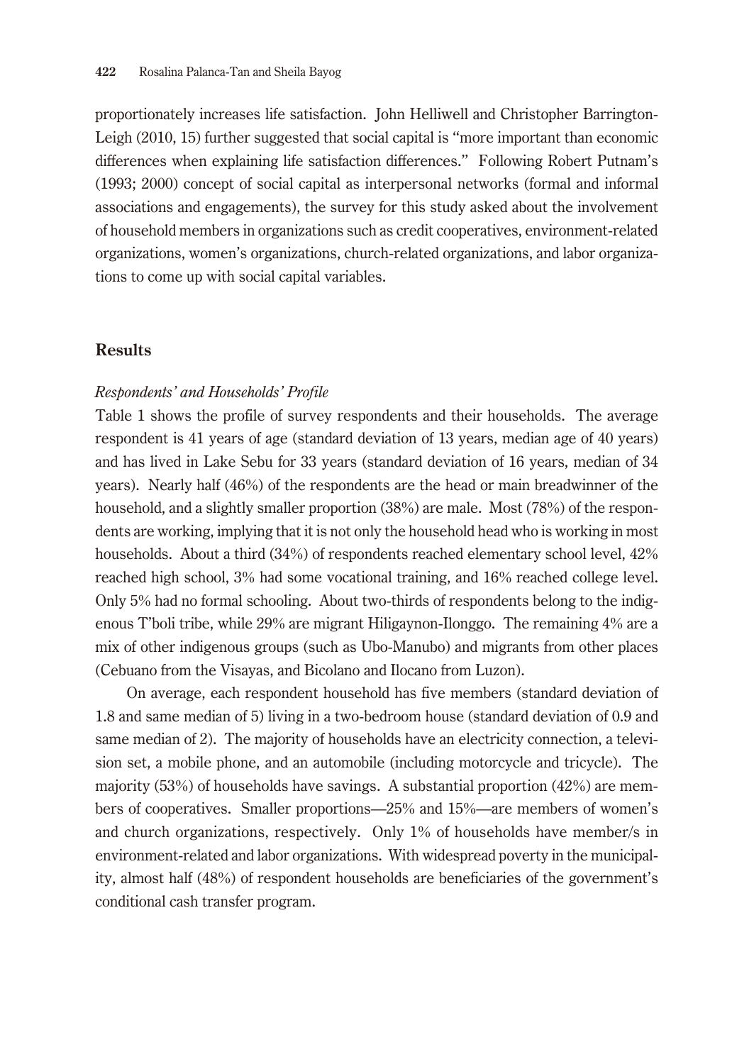proportionately increases life satisfaction. John Helliwell and Christopher Barrington-Leigh (2010, 15) further suggested that social capital is "more important than economic differences when explaining life satisfaction differences." Following Robert Putnam's (1993; 2000) concept of social capital as interpersonal networks (formal and informal associations and engagements), the survey for this study asked about the involvement of household members in organizations such as credit cooperatives, environment-related organizations, women's organizations, church-related organizations, and labor organizations to come up with social capital variables.

## Results

### *Respondents' and Households' Profile*

Table 1 shows the profile of survey respondents and their households. The average respondent is 41 years of age (standard deviation of 13 years, median age of 40 years) and has lived in Lake Sebu for 33 years (standard deviation of 16 years, median of 34 years). Nearly half (46%) of the respondents are the head or main breadwinner of the household, and a slightly smaller proportion (38%) are male. Most (78%) of the respondents are working, implying that it is not only the household head who is working in most households. About a third (34%) of respondents reached elementary school level, 42% reached high school, 3% had some vocational training, and 16% reached college level. Only 5% had no formal schooling. About two-thirds of respondents belong to the indigenous T'boli tribe, while 29% are migrant Hiligaynon-Ilonggo. The remaining 4% are a mix of other indigenous groups (such as Ubo-Manubo) and migrants from other places (Cebuano from the Visayas, and Bicolano and Ilocano from Luzon).

On average, each respondent household has five members (standard deviation of 1.8 and same median of 5) living in a two-bedroom house (standard deviation of 0.9 and same median of 2). The majority of households have an electricity connection, a television set, a mobile phone, and an automobile (including motorcycle and tricycle). The majority (53%) of households have savings. A substantial proportion (42%) are members of cooperatives. Smaller proportions—25% and 15%—are members of women's and church organizations, respectively. Only 1% of households have member/s in environment-related and labor organizations. With widespread poverty in the municipality, almost half (48%) of respondent households are beneficiaries of the government's conditional cash transfer program.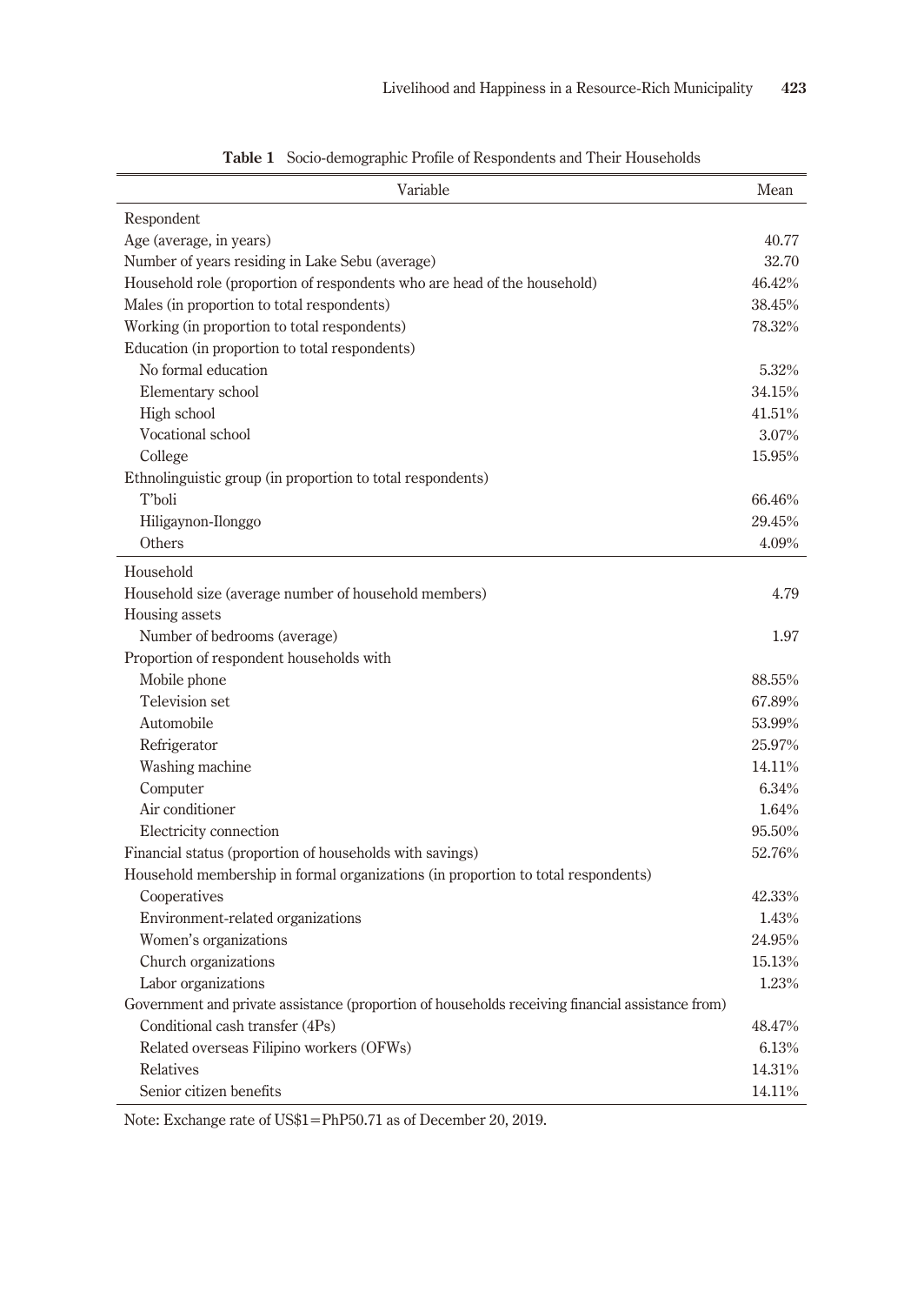**Table 1** Socio-demographic Profile of Respondents and Their Households

| Variable | Mean |
|---|---|
| Respondent | |
| Age (average, in years) | 40.77 |
| Number of years residing in Lake Sebu (average) | 32.70 |
| Household role (proportion of respondents who are head of the household) | 46.42% |
| Males (in proportion to total respondents) | 38.45% |
| Working (in proportion to total respondents) | 78.32% |
| Education (in proportion to total respondents) | |
| No formal education | 5.32% |
| Elementary school | 34.15% |
| High school | 41.51% |
| Vocational school | 3.07% |
| College | 15.95% |
| Ethnolinguistic group (in proportion to total respondents) | |
| T'boli | 66.46% |
| Hiligaynon-Ilonggo | 29.45% |
| Others | 4.09% |
| Household | |
| Household size (average number of household members) | 4.79 |
| Housing assets | |
| Number of bedrooms (average) | 1.97 |
| Proportion of respondent households with | |
| Mobile phone | 88.55% |
| Television set | 67.89% |
| Automobile | 53.99% |
| Refrigerator | 25.97% |
| Washing machine | 14.11% |
| Computer | 6.34% |
| Air conditioner | 1.64% |
| Electricity connection | 95.50% |
| Financial status (proportion of households with savings) | 52.76% |
| Household membership in formal organizations (in proportion to total respondents) | |
| Cooperatives | 42.33% |
| Environment-related organizations | 1.43% |
| Women's organizations | 24.95% |
| Church organizations | 15.13% |
| Labor organizations | 1.23% |
| Government and private assistance (proportion of households receiving financial assistance from) | |
| Conditional cash transfer (4Ps) | 48.47% |
| Related overseas Filipino workers (OFWs) | 6.13% |
| Relatives | 14.31% |
| Senior citizen benefits | 14.11% |

Note: Exchange rate of US$1=PhP50.71 as of December 20, 2019.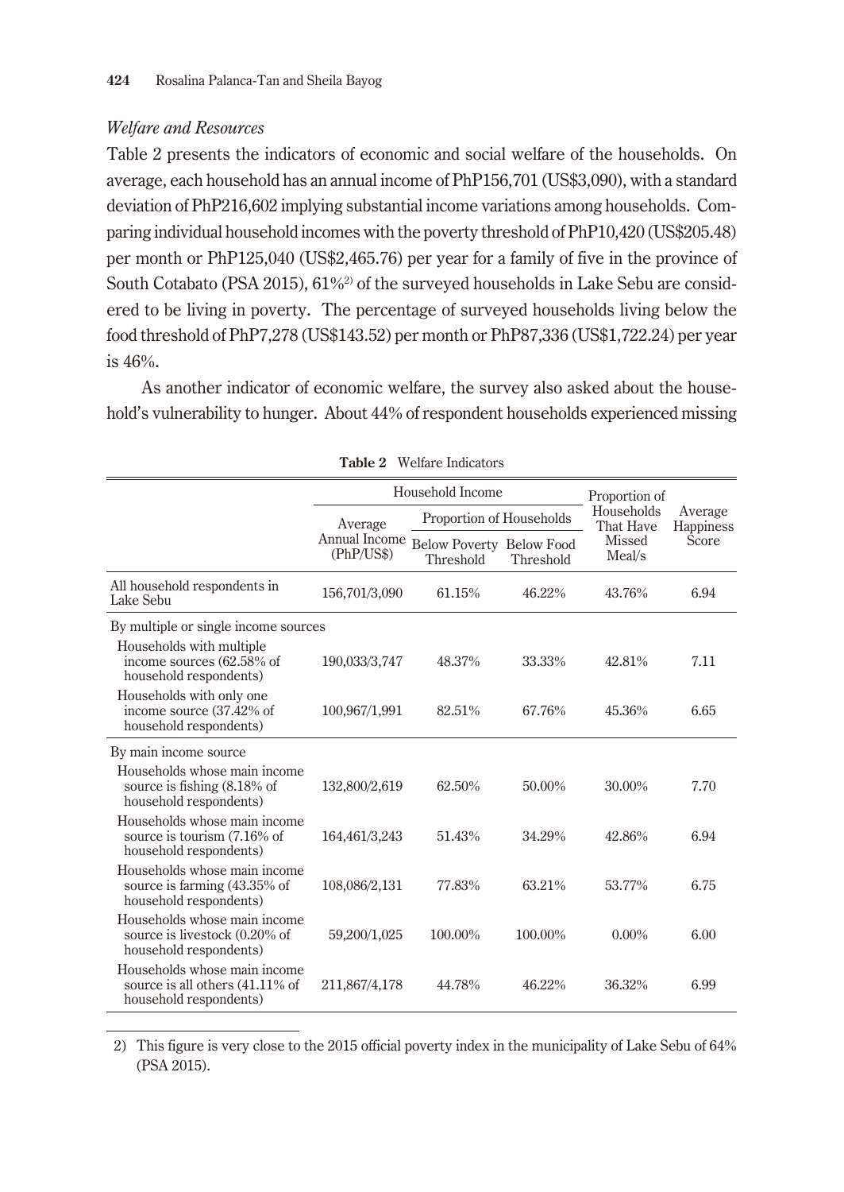*Welfare and Resources*

Table 2 presents the indicators of economic and social welfare of the households. On average, each household has an annual income of PhP156,701 (US$3,090), with a standard deviation of PhP216,602 implying substantial income variations among households. Comparing individual household incomes with the poverty threshold of PhP10,420 (US$205.48) per month or PhP125,040 (US$2,465.76) per year for a family of five in the province of South Cotabato (PSA 2015), 61%[2)] of the surveyed households in Lake Sebu are considered to be living in poverty. The percentage of surveyed households living below the food threshold of PhP7,278 (US$143.52) per month or PhP87,336 (US$1,722.24) per year is 46%.

As another indicator of economic welfare, the survey also asked about the household's vulnerability to hunger. About 44% of respondent households experienced missing

**Table 2** Welfare Indicators

| | Household Income | | | Proportion of Households That Have Missed Meal/s | Average Happiness Score |
|---|---|---|---|---|---|
| | Average Annual Income (PhP/US$) | Proportion of Households | | | |
| | | Below Poverty Threshold | Below Food Threshold | | |
| All household respondents in Lake Sebu | 156,701/3,090 | 61.15% | 46.22% | 43.76% | 6.94 |
| By multiple or single income sources | | | | | |
| Households with multiple income sources (62.58% of household respondents) | 190,033/3,747 | 48.37% | 33.33% | 42.81% | 7.11 |
| Households with only one income source (37.42% of household respondents) | 100,967/1,991 | 82.51% | 67.76% | 45.36% | 6.65 |
| By main income source | | | | | |
| Households whose main income source is fishing (8.18% of household respondents) | 132,800/2,619 | 62.50% | 50.00% | 30.00% | 7.70 |
| Households whose main income source is tourism (7.16% of household respondents) | 164,461/3,243 | 51.43% | 34.29% | 42.86% | 6.94 |
| Households whose main income source is farming (43.35% of household respondents) | 108,086/2,131 | 77.83% | 63.21% | 53.77% | 6.75 |
| Households whose main income source is livestock (0.20% of household respondents) | 59,200/1,025 | 100.00% | 100.00% | 0.00% | 6.00 |
| Households whose main income source is all others (41.11% of household respondents) | 211,867/4,178 | 44.78% | 46.22% | 36.32% | 6.99 |

2) This figure is very close to the 2015 official poverty index in the municipality of Lake Sebu of 64% (PSA 2015).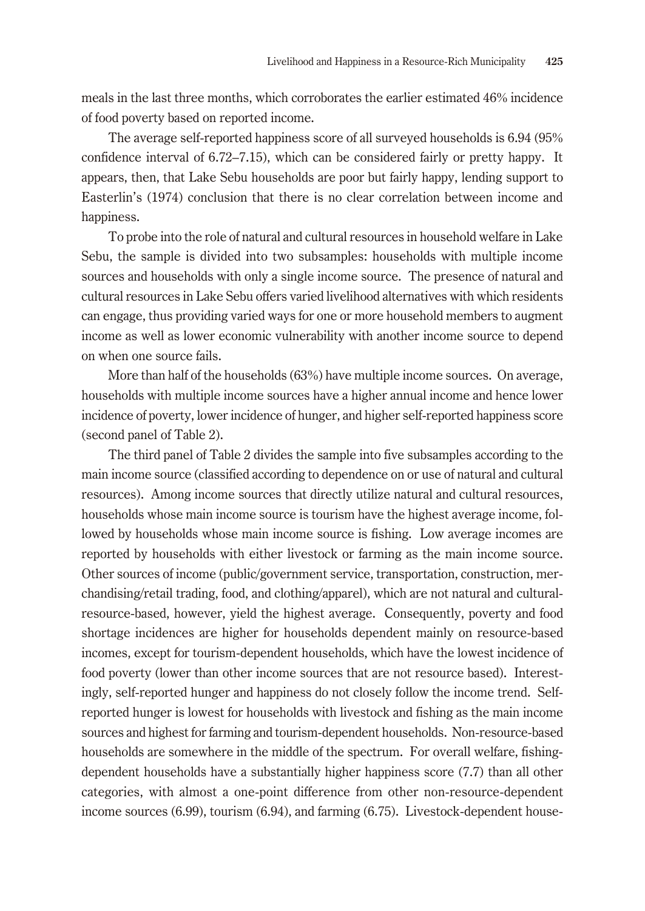meals in the last three months, which corroborates the earlier estimated 46% incidence of food poverty based on reported income.

The average self-reported happiness score of all surveyed households is 6.94 (95% confidence interval of 6.72–7.15), which can be considered fairly or pretty happy. It appears, then, that Lake Sebu households are poor but fairly happy, lending support to Easterlin's (1974) conclusion that there is no clear correlation between income and happiness.

To probe into the role of natural and cultural resources in household welfare in Lake Sebu, the sample is divided into two subsamples: households with multiple income sources and households with only a single income source. The presence of natural and cultural resources in Lake Sebu offers varied livelihood alternatives with which residents can engage, thus providing varied ways for one or more household members to augment income as well as lower economic vulnerability with another income source to depend on when one source fails.

More than half of the households (63%) have multiple income sources. On average, households with multiple income sources have a higher annual income and hence lower incidence of poverty, lower incidence of hunger, and higher self-reported happiness score (second panel of Table 2).

The third panel of Table 2 divides the sample into five subsamples according to the main income source (classified according to dependence on or use of natural and cultural resources). Among income sources that directly utilize natural and cultural resources, households whose main income source is tourism have the highest average income, followed by households whose main income source is fishing. Low average incomes are reported by households with either livestock or farming as the main income source. Other sources of income (public/government service, transportation, construction, merchandising/retail trading, food, and clothing/apparel), which are not natural and cultural-resource-based, however, yield the highest average. Consequently, poverty and food shortage incidences are higher for households dependent mainly on resource-based incomes, except for tourism-dependent households, which have the lowest incidence of food poverty (lower than other income sources that are not resource based). Interestingly, self-reported hunger and happiness do not closely follow the income trend. Self-reported hunger is lowest for households with livestock and fishing as the main income sources and highest for farming and tourism-dependent households. Non-resource-based households are somewhere in the middle of the spectrum. For overall welfare, fishing-dependent households have a substantially higher happiness score (7.7) than all other categories, with almost a one-point difference from other non-resource-dependent income sources (6.99), tourism (6.94), and farming (6.75). Livestock-dependent house-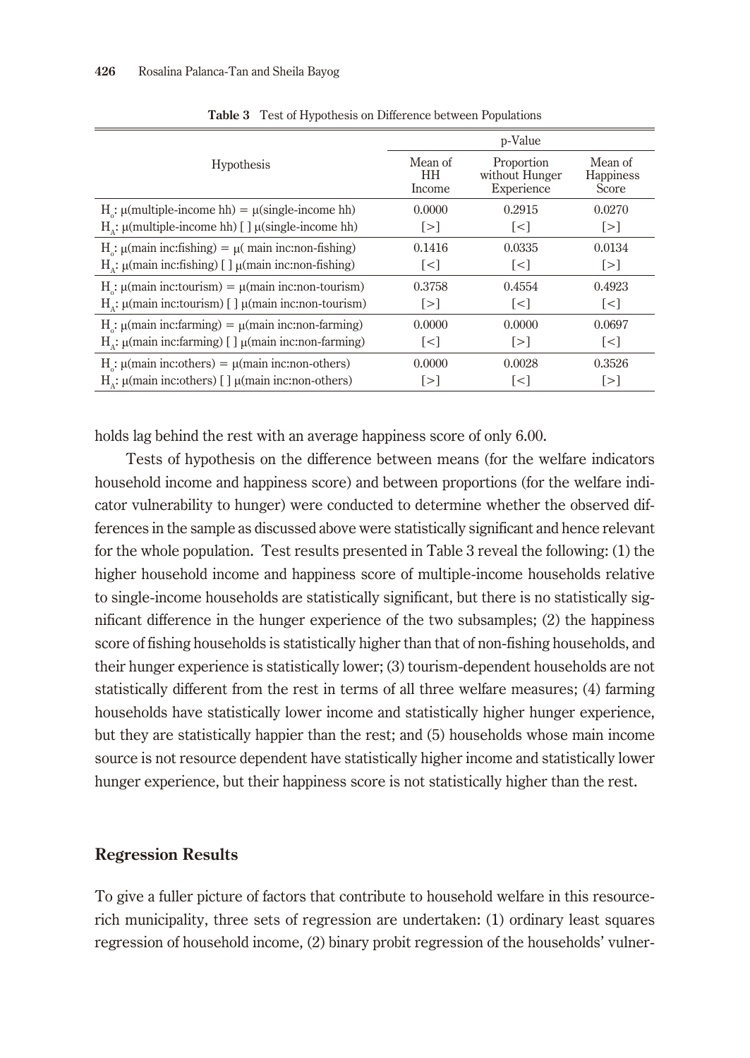**Table 3** Test of Hypothesis on Difference between Populations

| Hypothesis | p-Value | | |
|---|---|---|---|
| | Mean of HH Income | Proportion without Hunger Experience | Mean of Happiness Score |
| $H_o$: μ(multiple-income hh) = μ(single-income hh)<br>$H_A$: μ(multiple-income hh) [ ] μ(single-income hh) | 0.0000<br>[>] | 0.2915<br>[<] | 0.0270<br>[>] |
| $H_o$: μ(main inc:fishing) = μ( main inc:non-fishing)<br>$H_A$: μ(main inc:fishing) [ ] μ(main inc:non-fishing) | 0.1416<br>[<] | 0.0335<br>[<] | 0.0134<br>[>] |
| $H_o$: μ(main inc:tourism) = μ(main inc:non-tourism)<br>$H_A$: μ(main inc:tourism) [ ] μ(main inc:non-tourism) | 0.3758<br>[>] | 0.4554<br>[<] | 0.4923<br>[<] |
| $H_o$: μ(main inc:farming) = μ(main inc:non-farming)<br>$H_A$: μ(main inc:farming) [ ] μ(main inc:non-farming) | 0.0000<br>[<] | 0.0000<br>[>] | 0.0697<br>[<] |
| $H_o$: μ(main inc:others) = μ(main inc:non-others)<br>$H_A$: μ(main inc:others) [ ] μ(main inc:non-others) | 0.0000<br>[>] | 0.0028<br>[<] | 0.3526<br>[>] |

holds lag behind the rest with an average happiness score of only 6.00.

Tests of hypothesis on the difference between means (for the welfare indicators household income and happiness score) and between proportions (for the welfare indicator vulnerability to hunger) were conducted to determine whether the observed differences in the sample as discussed above were statistically significant and hence relevant for the whole population. Test results presented in Table 3 reveal the following: (1) the higher household income and happiness score of multiple-income households relative to single-income households are statistically significant, but there is no statistically significant difference in the hunger experience of the two subsamples; (2) the happiness score of fishing households is statistically higher than that of non-fishing households, and their hunger experience is statistically lower; (3) tourism-dependent households are not statistically different from the rest in terms of all three welfare measures; (4) farming households have statistically lower income and statistically higher hunger experience, but they are statistically happier than the rest; and (5) households whose main income source is not resource dependent have statistically higher income and statistically lower hunger experience, but their happiness score is not statistically higher than the rest.

### Regression Results

To give a fuller picture of factors that contribute to household welfare in this resource-rich municipality, three sets of regression are undertaken: (1) ordinary least squares regression of household income, (2) binary probit regression of the households' vulner-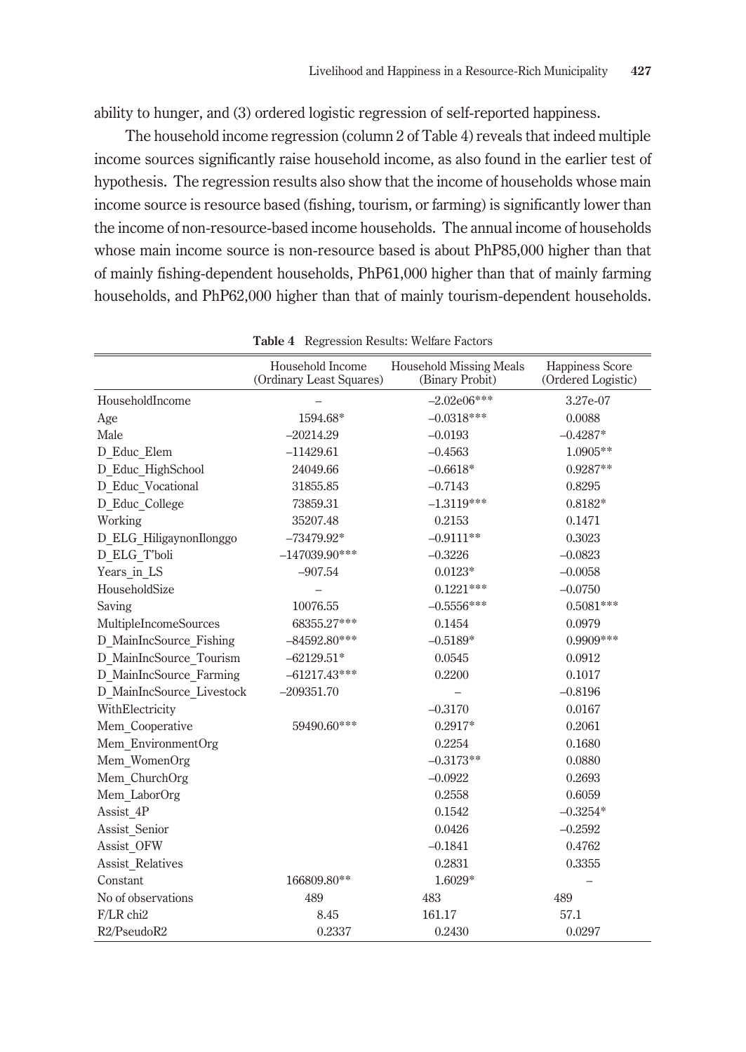ability to hunger, and (3) ordered logistic regression of self-reported happiness.

The household income regression (column 2 of Table 4) reveals that indeed multiple income sources significantly raise household income, as also found in the earlier test of hypothesis. The regression results also show that the income of households whose main income source is resource based (fishing, tourism, or farming) is significantly lower than the income of non-resource-based income households. The annual income of households whose main income source is non-resource based is about PhP85,000 higher than that of mainly fishing-dependent households, PhP61,000 higher than that of mainly farming households, and PhP62,000 higher than that of mainly tourism-dependent households.

**Table 4** Regression Results: Welfare Factors

| | Household Income (Ordinary Least Squares) | Household Missing Meals (Binary Probit) | Happiness Score (Ordered Logistic) |
|---|---|---|---|
| HouseholdIncome | – | –2.02e06*** | 3.27e-07 |
| Age | 1594.68* | –0.0318*** | 0.0088 |
| Male | –20214.29 | –0.0193 | –0.4287* |
| D_Educ_Elem | –11429.61 | –0.4563 | 1.0905** |
| D_Educ_HighSchool | 24049.66 | –0.6618* | 0.9287** |
| D_Educ_Vocational | 31855.85 | –0.7143 | 0.8295 |
| D_Educ_College | 73859.31 | –1.3119*** | 0.8182* |
| Working | 35207.48 | 0.2153 | 0.1471 |
| D_ELG_HiligaynonIlonggo | –73479.92* | –0.9111** | 0.3023 |
| D_ELG_T'boli | –147039.90*** | –0.3226 | –0.0823 |
| Years_in_LS | –907.54 | 0.0123* | –0.0058 |
| HouseholdSize | – | 0.1221*** | –0.0750 |
| Saving | 10076.55 | –0.5556*** | 0.5081*** |
| MultipleIncomeSources | 68355.27*** | 0.1454 | 0.0979 |
| D_MainIncSource_Fishing | –84592.80*** | –0.5189* | 0.9909*** |
| D_MainIncSource_Tourism | –62129.51* | 0.0545 | 0.0912 |
| D_MainIncSource_Farming | –61217.43*** | 0.2200 | 0.1017 |
| D_MainIncSource_Livestock | –209351.70 | – | –0.8196 |
| WithElectricity | | –0.3170 | 0.0167 |
| Mem_Cooperative | 59490.60*** | 0.2917* | 0.2061 |
| Mem_EnvironmentOrg | | 0.2254 | 0.1680 |
| Mem_WomenOrg | | –0.3173** | 0.0880 |
| Mem_ChurchOrg | | –0.0922 | 0.2693 |
| Mem_LaborOrg | | 0.2558 | 0.6059 |
| Assist_4P | | 0.1542 | –0.3254* |
| Assist_Senior | | 0.0426 | –0.2592 |
| Assist_OFW | | –0.1841 | 0.4762 |
| Assist_Relatives | | 0.2831 | 0.3355 |
| Constant | 166809.80** | 1.6029* | – |
| No of observations | 489 | 483 | 489 |
| F/LR chi2 | 8.45 | 161.17 | 57.1 |
| R2/PseudoR2 | 0.2337 | 0.2430 | 0.0297 |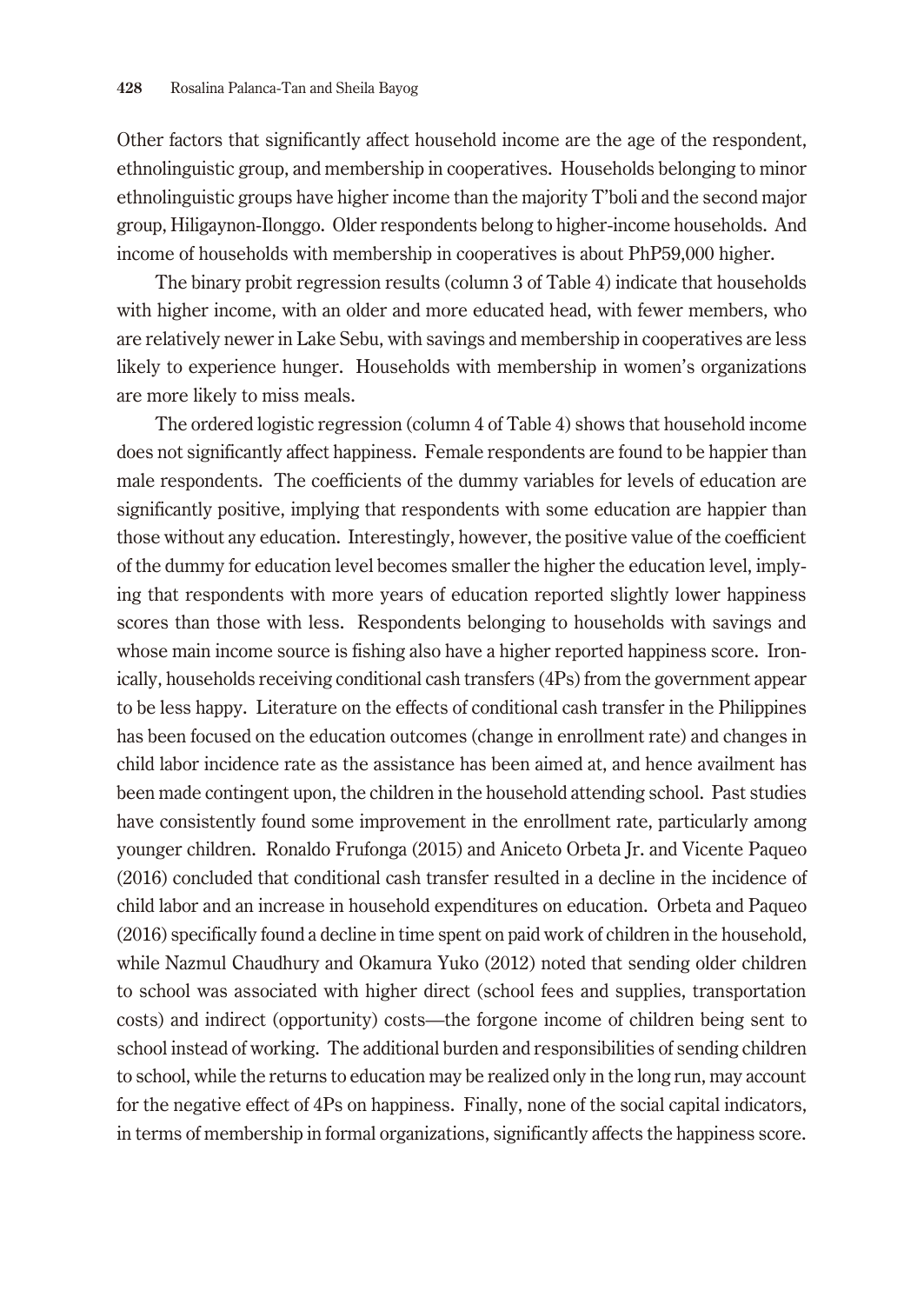Other factors that significantly affect household income are the age of the respondent, ethnolinguistic group, and membership in cooperatives. Households belonging to minor ethnolinguistic groups have higher income than the majority T'boli and the second major group, Hiligaynon-Ilonggo. Older respondents belong to higher-income households. And income of households with membership in cooperatives is about PhP59,000 higher.

The binary probit regression results (column 3 of Table 4) indicate that households with higher income, with an older and more educated head, with fewer members, who are relatively newer in Lake Sebu, with savings and membership in cooperatives are less likely to experience hunger. Households with membership in women's organizations are more likely to miss meals.

The ordered logistic regression (column 4 of Table 4) shows that household income does not significantly affect happiness. Female respondents are found to be happier than male respondents. The coefficients of the dummy variables for levels of education are significantly positive, implying that respondents with some education are happier than those without any education. Interestingly, however, the positive value of the coefficient of the dummy for education level becomes smaller the higher the education level, implying that respondents with more years of education reported slightly lower happiness scores than those with less. Respondents belonging to households with savings and whose main income source is fishing also have a higher reported happiness score. Ironically, households receiving conditional cash transfers (4Ps) from the government appear to be less happy. Literature on the effects of conditional cash transfer in the Philippines has been focused on the education outcomes (change in enrollment rate) and changes in child labor incidence rate as the assistance has been aimed at, and hence availment has been made contingent upon, the children in the household attending school. Past studies have consistently found some improvement in the enrollment rate, particularly among younger children. Ronaldo Frufonga (2015) and Aniceto Orbeta Jr. and Vicente Paqueo (2016) concluded that conditional cash transfer resulted in a decline in the incidence of child labor and an increase in household expenditures on education. Orbeta and Paqueo (2016) specifically found a decline in time spent on paid work of children in the household, while Nazmul Chaudhury and Okamura Yuko (2012) noted that sending older children to school was associated with higher direct (school fees and supplies, transportation costs) and indirect (opportunity) costs—the forgone income of children being sent to school instead of working. The additional burden and responsibilities of sending children to school, while the returns to education may be realized only in the long run, may account for the negative effect of 4Ps on happiness. Finally, none of the social capital indicators, in terms of membership in formal organizations, significantly affects the happiness score.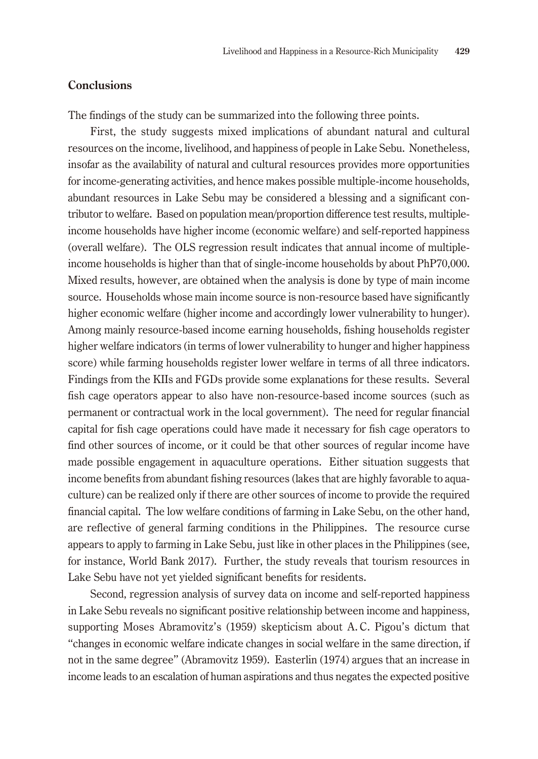## Conclusions

The findings of the study can be summarized into the following three points.

First, the study suggests mixed implications of abundant natural and cultural resources on the income, livelihood, and happiness of people in Lake Sebu. Nonetheless, insofar as the availability of natural and cultural resources provides more opportunities for income-generating activities, and hence makes possible multiple-income households, abundant resources in Lake Sebu may be considered a blessing and a significant contributor to welfare. Based on population mean/proportion difference test results, multiple-income households have higher income (economic welfare) and self-reported happiness (overall welfare). The OLS regression result indicates that annual income of multiple-income households is higher than that of single-income households by about PhP70,000. Mixed results, however, are obtained when the analysis is done by type of main income source. Households whose main income source is non-resource based have significantly higher economic welfare (higher income and accordingly lower vulnerability to hunger). Among mainly resource-based income earning households, fishing households register higher welfare indicators (in terms of lower vulnerability to hunger and higher happiness score) while farming households register lower welfare in terms of all three indicators. Findings from the KIIs and FGDs provide some explanations for these results. Several fish cage operators appear to also have non-resource-based income sources (such as permanent or contractual work in the local government). The need for regular financial capital for fish cage operations could have made it necessary for fish cage operators to find other sources of income, or it could be that other sources of regular income have made possible engagement in aquaculture operations. Either situation suggests that income benefits from abundant fishing resources (lakes that are highly favorable to aquaculture) can be realized only if there are other sources of income to provide the required financial capital. The low welfare conditions of farming in Lake Sebu, on the other hand, are reflective of general farming conditions in the Philippines. The resource curse appears to apply to farming in Lake Sebu, just like in other places in the Philippines (see, for instance, World Bank 2017). Further, the study reveals that tourism resources in Lake Sebu have not yet yielded significant benefits for residents.

Second, regression analysis of survey data on income and self-reported happiness in Lake Sebu reveals no significant positive relationship between income and happiness, supporting Moses Abramovitz's (1959) skepticism about A. C. Pigou's dictum that "changes in economic welfare indicate changes in social welfare in the same direction, if not in the same degree" (Abramovitz 1959). Easterlin (1974) argues that an increase in income leads to an escalation of human aspirations and thus negates the expected positive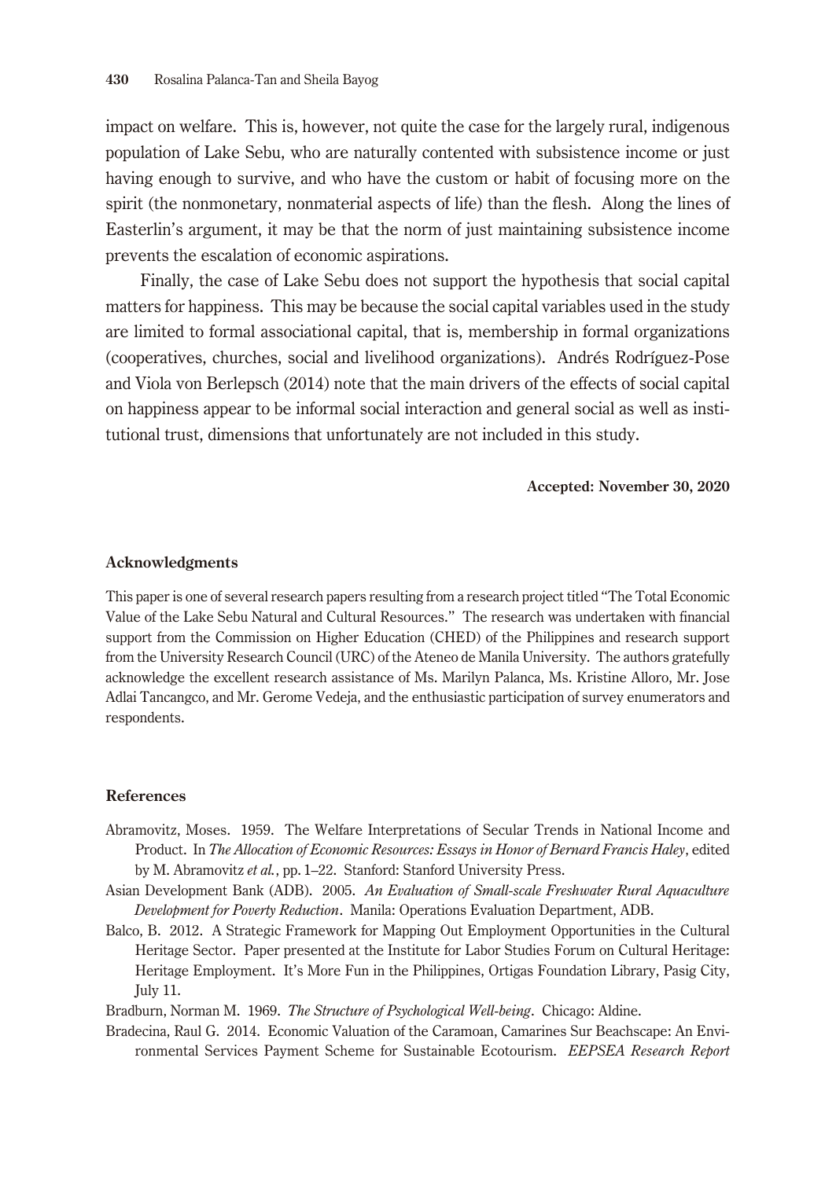impact on welfare. This is, however, not quite the case for the largely rural, indigenous population of Lake Sebu, who are naturally contented with subsistence income or just having enough to survive, and who have the custom or habit of focusing more on the spirit (the nonmonetary, nonmaterial aspects of life) than the flesh. Along the lines of Easterlin's argument, it may be that the norm of just maintaining subsistence income prevents the escalation of economic aspirations.

Finally, the case of Lake Sebu does not support the hypothesis that social capital matters for happiness. This may be because the social capital variables used in the study are limited to formal associational capital, that is, membership in formal organizations (cooperatives, churches, social and livelihood organizations). Andrés Rodríguez-Pose and Viola von Berlepsch (2014) note that the main drivers of the effects of social capital on happiness appear to be informal social interaction and general social as well as institutional trust, dimensions that unfortunately are not included in this study.

**Accepted: November 30, 2020**

## Acknowledgments

This paper is one of several research papers resulting from a research project titled "The Total Economic Value of the Lake Sebu Natural and Cultural Resources." The research was undertaken with financial support from the Commission on Higher Education (CHED) of the Philippines and research support from the University Research Council (URC) of the Ateneo de Manila University. The authors gratefully acknowledge the excellent research assistance of Ms. Marilyn Palanca, Ms. Kristine Alloro, Mr. Jose Adlai Tancangco, and Mr. Gerome Vedeja, and the enthusiastic participation of survey enumerators and respondents.

## References

Abramovitz, Moses. 1959. The Welfare Interpretations of Secular Trends in National Income and Product. In *The Allocation of Economic Resources: Essays in Honor of Bernard Francis Haley*, edited by M. Abramovitz *et al.*, pp. 1–22. Stanford: Stanford University Press.

Asian Development Bank (ADB). 2005. *An Evaluation of Small-scale Freshwater Rural Aquaculture Development for Poverty Reduction*. Manila: Operations Evaluation Department, ADB.

Balco, B. 2012. A Strategic Framework for Mapping Out Employment Opportunities in the Cultural Heritage Sector. Paper presented at the Institute for Labor Studies Forum on Cultural Heritage: Heritage Employment. It's More Fun in the Philippines, Ortigas Foundation Library, Pasig City, July 11.

Bradburn, Norman M. 1969. *The Structure of Psychological Well-being*. Chicago: Aldine.

Bradecina, Raul G. 2014. Economic Valuation of the Caramoan, Camarines Sur Beachscape: An Environmental Services Payment Scheme for Sustainable Ecotourism. *EEPSEA Research Report*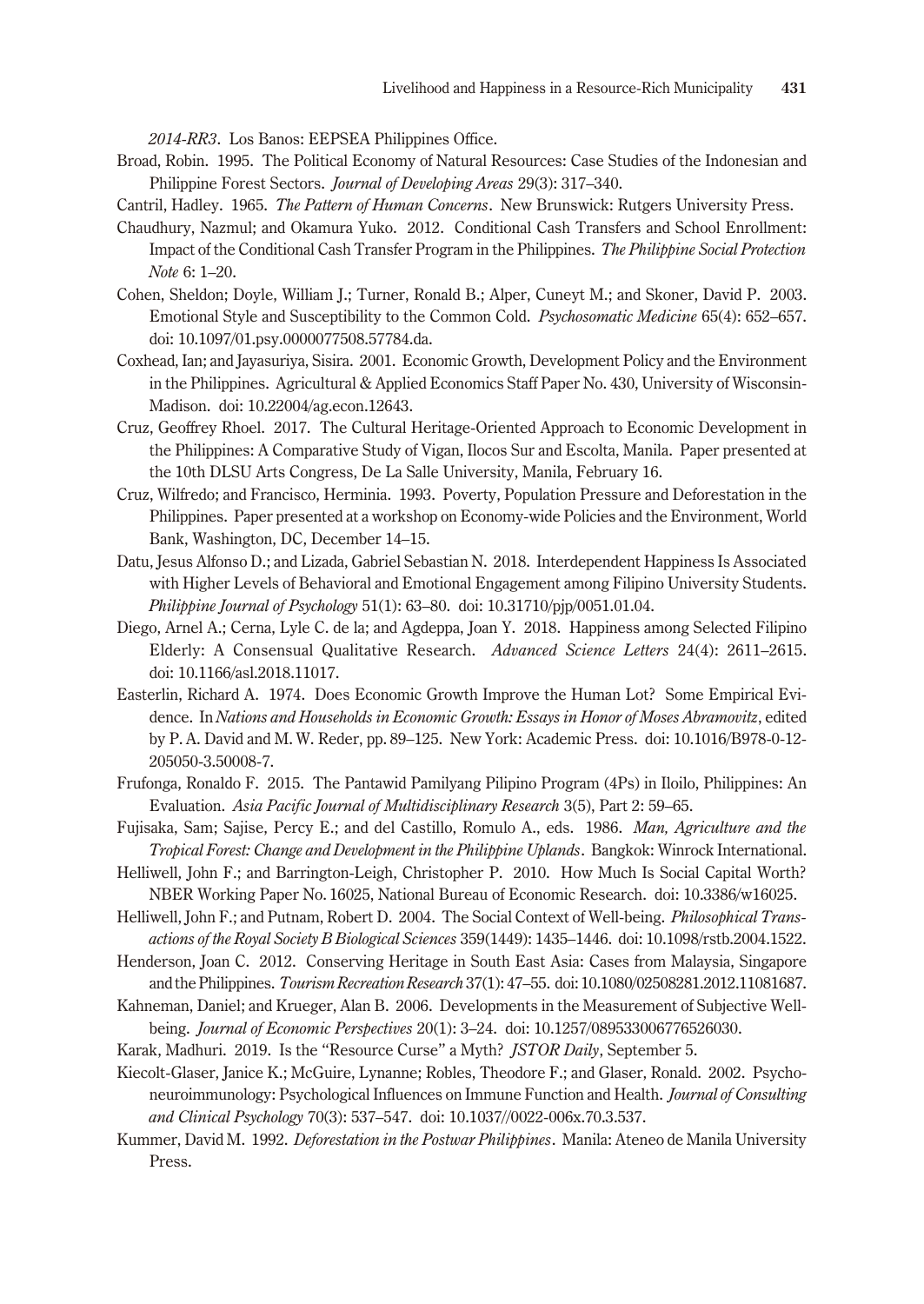*2014-RR3*. Los Banos: EEPSEA Philippines Office.

Broad, Robin. 1995. The Political Economy of Natural Resources: Case Studies of the Indonesian and Philippine Forest Sectors. *Journal of Developing Areas* 29(3): 317–340.

Cantril, Hadley. 1965. *The Pattern of Human Concerns*. New Brunswick: Rutgers University Press.

Chaudhury, Nazmul; and Okamura Yuko. 2012. Conditional Cash Transfers and School Enrollment: Impact of the Conditional Cash Transfer Program in the Philippines. *The Philippine Social Protection Note* 6: 1–20.

Cohen, Sheldon; Doyle, William J.; Turner, Ronald B.; Alper, Cuneyt M.; and Skoner, David P. 2003. Emotional Style and Susceptibility to the Common Cold. *Psychosomatic Medicine* 65(4): 652–657. doi: 10.1097/01.psy.0000077508.57784.da.

Coxhead, Ian; and Jayasuriya, Sisira. 2001. Economic Growth, Development Policy and the Environment in the Philippines. Agricultural & Applied Economics Staff Paper No. 430, University of Wisconsin-Madison. doi: 10.22004/ag.econ.12643.

Cruz, Geoffrey Rhoel. 2017. The Cultural Heritage-Oriented Approach to Economic Development in the Philippines: A Comparative Study of Vigan, Ilocos Sur and Escolta, Manila. Paper presented at the 10th DLSU Arts Congress, De La Salle University, Manila, February 16.

Cruz, Wilfredo; and Francisco, Herminia. 1993. Poverty, Population Pressure and Deforestation in the Philippines. Paper presented at a workshop on Economy-wide Policies and the Environment, World Bank, Washington, DC, December 14–15.

Datu, Jesus Alfonso D.; and Lizada, Gabriel Sebastian N. 2018. Interdependent Happiness Is Associated with Higher Levels of Behavioral and Emotional Engagement among Filipino University Students. *Philippine Journal of Psychology* 51(1): 63–80. doi: 10.31710/pjp/0051.01.04.

Diego, Arnel A.; Cerna, Lyle C. de la; and Agdeppa, Joan Y. 2018. Happiness among Selected Filipino Elderly: A Consensual Qualitative Research. *Advanced Science Letters* 24(4): 2611–2615. doi: 10.1166/asl.2018.11017.

Easterlin, Richard A. 1974. Does Economic Growth Improve the Human Lot? Some Empirical Evidence. In *Nations and Households in Economic Growth: Essays in Honor of Moses Abramovitz*, edited by P. A. David and M. W. Reder, pp. 89–125. New York: Academic Press. doi: 10.1016/B978-0-12-205050-3.50008-7.

Frufonga, Ronaldo F. 2015. The Pantawid Pamilyang Pilipino Program (4Ps) in Iloilo, Philippines: An Evaluation. *Asia Pacific Journal of Multidisciplinary Research* 3(5), Part 2: 59–65.

Fujisaka, Sam; Sajise, Percy E.; and del Castillo, Romulo A., eds. 1986. *Man, Agriculture and the Tropical Forest: Change and Development in the Philippine Uplands*. Bangkok: Winrock International.

Helliwell, John F.; and Barrington-Leigh, Christopher P. 2010. How Much Is Social Capital Worth? NBER Working Paper No. 16025, National Bureau of Economic Research. doi: 10.3386/w16025.

Helliwell, John F.; and Putnam, Robert D. 2004. The Social Context of Well-being. *Philosophical Transactions of the Royal Society B Biological Sciences* 359(1449): 1435–1446. doi: 10.1098/rstb.2004.1522.

Henderson, Joan C. 2012. Conserving Heritage in South East Asia: Cases from Malaysia, Singapore and the Philippines. *Tourism Recreation Research* 37(1): 47–55. doi: 10.1080/02508281.2012.11081687.

Kahneman, Daniel; and Krueger, Alan B. 2006. Developments in the Measurement of Subjective Well-being. *Journal of Economic Perspectives* 20(1): 3–24. doi: 10.1257/089533006776526030.

Karak, Madhuri. 2019. Is the "Resource Curse" a Myth? *JSTOR Daily*, September 5.

Kiecolt-Glaser, Janice K.; McGuire, Lynanne; Robles, Theodore F.; and Glaser, Ronald. 2002. Psychoneuroimmunology: Psychological Influences on Immune Function and Health. *Journal of Consulting and Clinical Psychology* 70(3): 537–547. doi: 10.1037//0022-006x.70.3.537.

Kummer, David M. 1992. *Deforestation in the Postwar Philippines*. Manila: Ateneo de Manila University Press.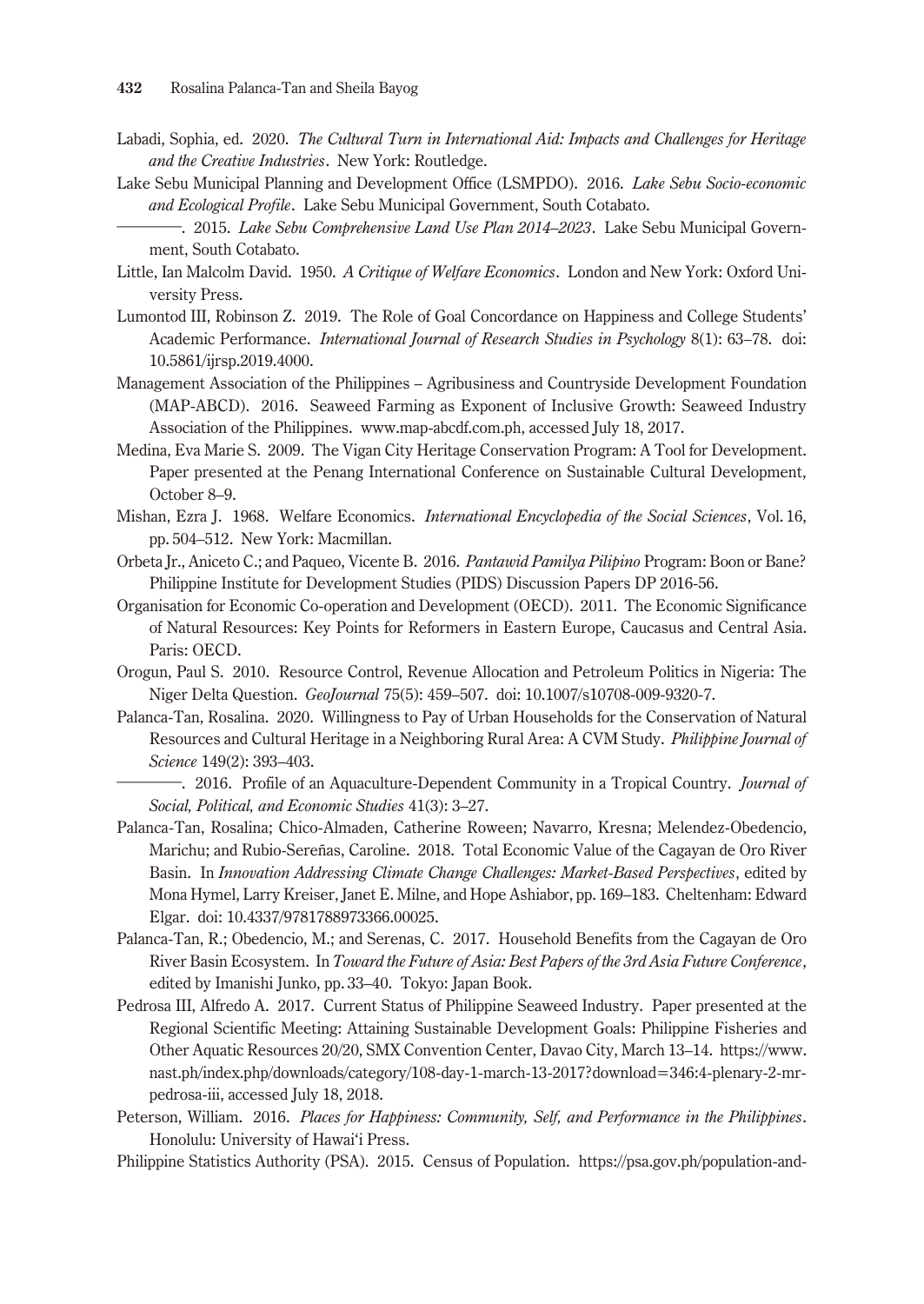Labadi, Sophia, ed. 2020. *The Cultural Turn in International Aid: Impacts and Challenges for Heritage and the Creative Industries*. New York: Routledge.

Lake Sebu Municipal Planning and Development Office (LSMPDO). 2016. *Lake Sebu Socio-economic and Ecological Profile*. Lake Sebu Municipal Government, South Cotabato.

———. 2015. *Lake Sebu Comprehensive Land Use Plan 2014–2023*. Lake Sebu Municipal Government, South Cotabato.

Little, Ian Malcolm David. 1950. *A Critique of Welfare Economics*. London and New York: Oxford University Press.

Lumontod III, Robinson Z. 2019. The Role of Goal Concordance on Happiness and College Students' Academic Performance. *International Journal of Research Studies in Psychology* 8(1): 63–78. doi: 10.5861/ijrsp.2019.4000.

Management Association of the Philippines – Agribusiness and Countryside Development Foundation (MAP-ABCD). 2016. Seaweed Farming as Exponent of Inclusive Growth: Seaweed Industry Association of the Philippines. www.map-abcdf.com.ph, accessed July 18, 2017.

Medina, Eva Marie S. 2009. The Vigan City Heritage Conservation Program: A Tool for Development. Paper presented at the Penang International Conference on Sustainable Cultural Development, October 8–9.

Mishan, Ezra J. 1968. Welfare Economics. *International Encyclopedia of the Social Sciences*, Vol. 16, pp. 504–512. New York: Macmillan.

Orbeta Jr., Aniceto C.; and Paqueo, Vicente B. 2016. *Pantawid Pamilya Pilipino* Program: Boon or Bane? Philippine Institute for Development Studies (PIDS) Discussion Papers DP 2016-56.

Organisation for Economic Co-operation and Development (OECD). 2011. The Economic Significance of Natural Resources: Key Points for Reformers in Eastern Europe, Caucasus and Central Asia. Paris: OECD.

Orogun, Paul S. 2010. Resource Control, Revenue Allocation and Petroleum Politics in Nigeria: The Niger Delta Question. *GeoJournal* 75(5): 459–507. doi: 10.1007/s10708-009-9320-7.

Palanca-Tan, Rosalina. 2020. Willingness to Pay of Urban Households for the Conservation of Natural Resources and Cultural Heritage in a Neighboring Rural Area: A CVM Study. *Philippine Journal of Science* 149(2): 393–403.

———. 2016. Profile of an Aquaculture-Dependent Community in a Tropical Country. *Journal of Social, Political, and Economic Studies* 41(3): 3–27.

Palanca-Tan, Rosalina; Chico-Almaden, Catherine Roween; Navarro, Kresna; Melendez-Obedencio, Marichu; and Rubio-Sereñas, Caroline. 2018. Total Economic Value of the Cagayan de Oro River Basin. In *Innovation Addressing Climate Change Challenges: Market-Based Perspectives*, edited by Mona Hymel, Larry Kreiser, Janet E. Milne, and Hope Ashiabor, pp. 169–183. Cheltenham: Edward Elgar. doi: 10.4337/9781788973366.00025.

Palanca-Tan, R.; Obedencio, M.; and Serenas, C. 2017. Household Benefits from the Cagayan de Oro River Basin Ecosystem. In *Toward the Future of Asia: Best Papers of the 3rd Asia Future Conference*, edited by Imanishi Junko, pp. 33–40. Tokyo: Japan Book.

Pedrosa III, Alfredo A. 2017. Current Status of Philippine Seaweed Industry. Paper presented at the Regional Scientific Meeting: Attaining Sustainable Development Goals: Philippine Fisheries and Other Aquatic Resources 20/20, SMX Convention Center, Davao City, March 13–14. https://www.nast.ph/index.php/downloads/category/108-day-1-march-13-2017?download=346:4-plenary-2-mr-pedrosa-iii, accessed July 18, 2018.

Peterson, William. 2016. *Places for Happiness: Community, Self, and Performance in the Philippines*. Honolulu: University of Hawai'i Press.

Philippine Statistics Authority (PSA). 2015. Census of Population. https://psa.gov.ph/population-and-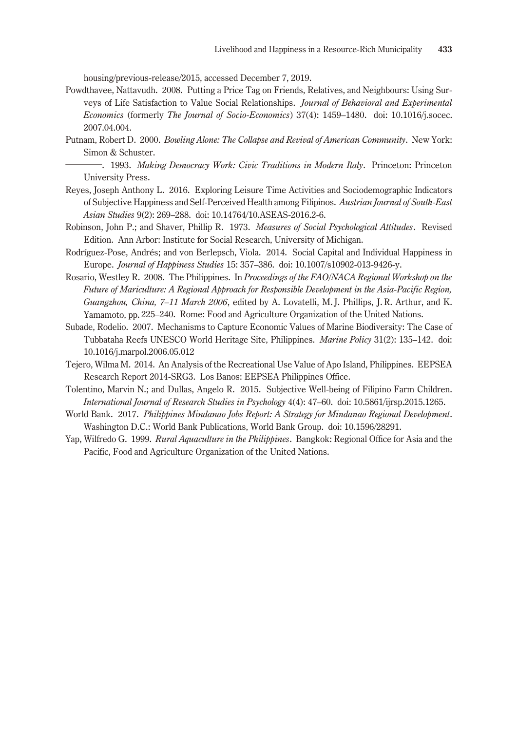housing/previous-release/2015, accessed December 7, 2019.

Powdthavee, Nattavudh. 2008. Putting a Price Tag on Friends, Relatives, and Neighbours: Using Surveys of Life Satisfaction to Value Social Relationships. *Journal of Behavioral and Experimental Economics* (formerly *The Journal of Socio-Economics*) 37(4): 1459–1480. doi: 10.1016/j.socec.2007.04.004.

Putnam, Robert D. 2000. *Bowling Alone: The Collapse and Revival of American Community*. New York: Simon & Schuster.

———. 1993. *Making Democracy Work: Civic Traditions in Modern Italy*. Princeton: Princeton University Press.

Reyes, Joseph Anthony L. 2016. Exploring Leisure Time Activities and Sociodemographic Indicators of Subjective Happiness and Self-Perceived Health among Filipinos. *Austrian Journal of South-East Asian Studies* 9(2): 269–288. doi: 10.14764/10.ASEAS-2016.2-6.

Robinson, John P.; and Shaver, Phillip R. 1973. *Measures of Social Psychological Attitudes*. Revised Edition. Ann Arbor: Institute for Social Research, University of Michigan.

Rodríguez-Pose, Andrés; and von Berlepsch, Viola. 2014. Social Capital and Individual Happiness in Europe. *Journal of Happiness Studies* 15: 357–386. doi: 10.1007/s10902-013-9426-y.

Rosario, Westley R. 2008. The Philippines. In *Proceedings of the FAO/NACA Regional Workshop on the Future of Mariculture: A Regional Approach for Responsible Development in the Asia-Pacific Region, Guangzhou, China, 7–11 March 2006*, edited by A. Lovatelli, M. J. Phillips, J. R. Arthur, and K. Yamamoto, pp. 225–240. Rome: Food and Agriculture Organization of the United Nations.

Subade, Rodelio. 2007. Mechanisms to Capture Economic Values of Marine Biodiversity: The Case of Tubbataha Reefs UNESCO World Heritage Site, Philippines. *Marine Policy* 31(2): 135–142. doi: 10.1016/j.marpol.2006.05.012

Tejero, Wilma M. 2014. An Analysis of the Recreational Use Value of Apo Island, Philippines. EEPSEA Research Report 2014-SRG3. Los Banos: EEPSEA Philippines Office.

Tolentino, Marvin N.; and Dullas, Angelo R. 2015. Subjective Well-being of Filipino Farm Children. *International Journal of Research Studies in Psychology* 4(4): 47–60. doi: 10.5861/ijrsp.2015.1265.

World Bank. 2017. *Philippines Mindanao Jobs Report: A Strategy for Mindanao Regional Development*. Washington D.C.: World Bank Publications, World Bank Group. doi: 10.1596/28291.

Yap, Wilfredo G. 1999. *Rural Aquaculture in the Philippines*. Bangkok: Regional Office for Asia and the Pacific, Food and Agriculture Organization of the United Nations.